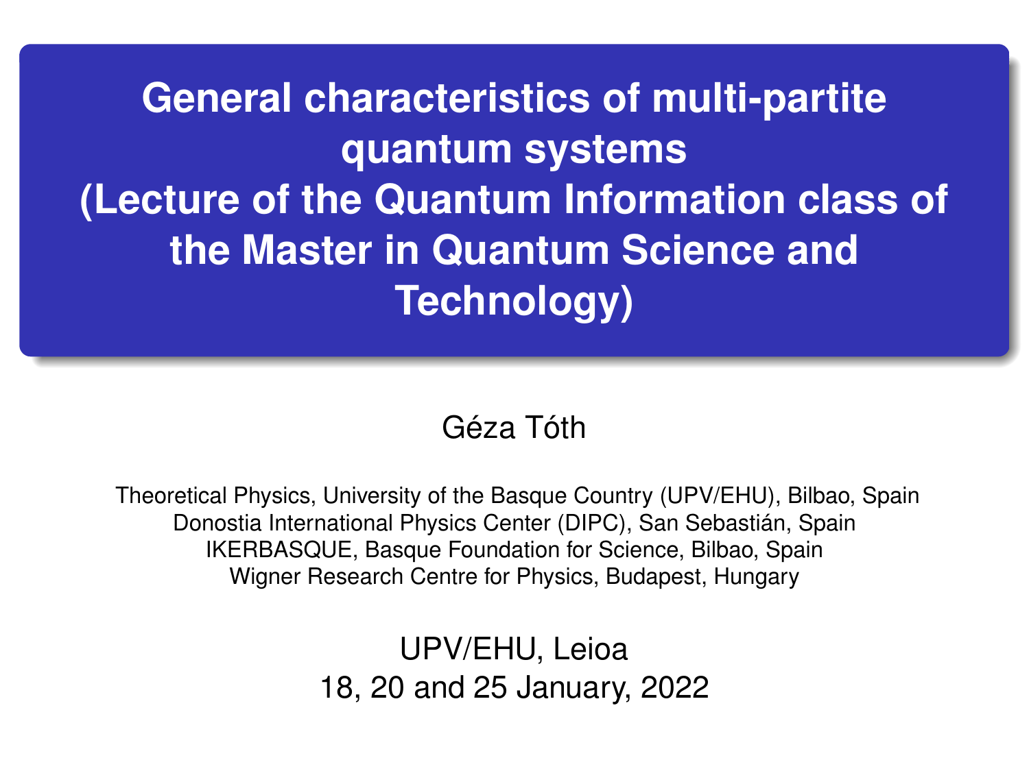# General characteristics of multi-partite quantum systems (Lecture of the Quantum Information class of the Master in Quantum Science and Technology)

Géza Tóth

Theoretical Physics, University of the Basque Country (UPV/EHU), Bilbao, Spain
Donostia International Physics Center (DIPC), San Sebastián, Spain
IKERBASQUE, Basque Foundation for Science, Bilbao, Spain
Wigner Research Centre for Physics, Budapest, Hungary

UPV/EHU, Leioa
18, 20 and 25 January, 2022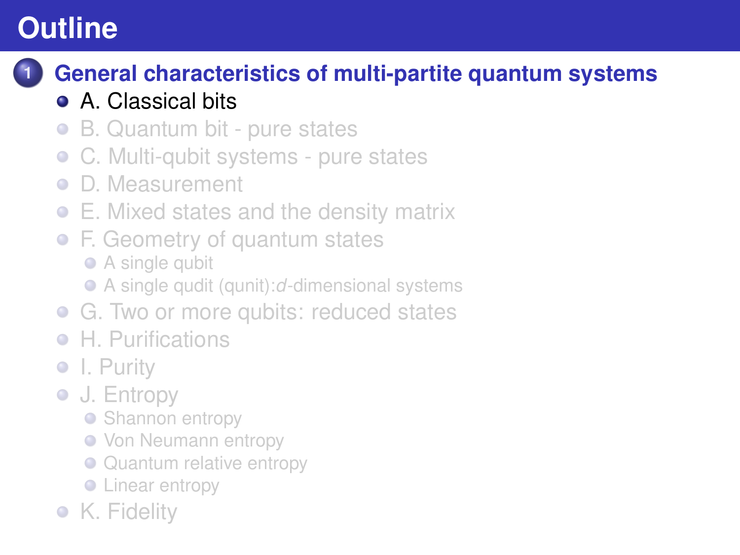# Outline

1. **General characteristics of multi-partite quantum systems**
   - A. Classical bits
   - B. Quantum bit - pure states
   - C. Multi-qubit systems - pure states
   - D. Measurement
   - E. Mixed states and the density matrix
   - F. Geometry of quantum states
     - A single qubit
     - A single qudit (qunit):*d*-dimensional systems
   - G. Two or more qubits: reduced states
   - H. Purifications
   - I. Purity
   - J. Entropy
     - Shannon entropy
     - Von Neumann entropy
     - Quantum relative entropy
     - Linear entropy
   - K. Fidelity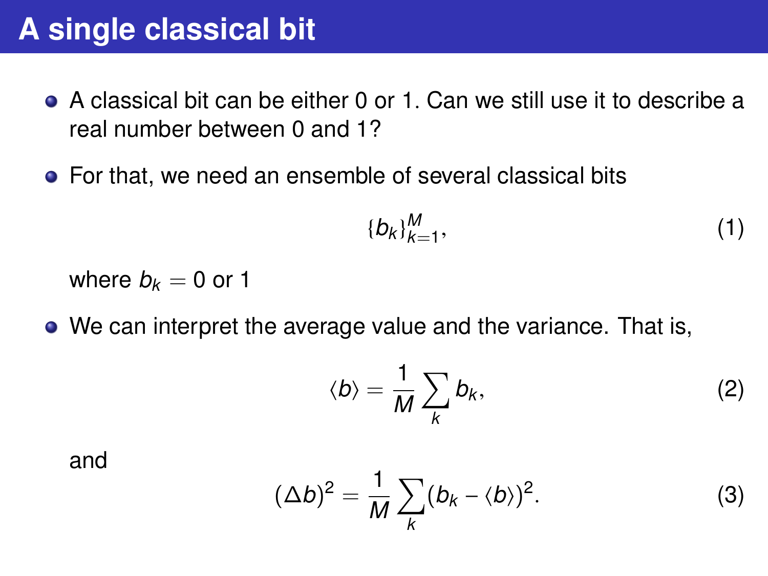# A single classical bit

- A classical bit can be either 0 or 1. Can we still use it to describe a real number between 0 and 1?
- For that, we need an ensemble of several classical bits

$$\{b_k\}_{k=1}^{M}, \tag{1}$$

where $b_k = 0$ or 1

- We can interpret the average value and the variance. That is,

$$\langle b \rangle = \frac{1}{M} \sum_k b_k, \tag{2}$$

and

$$(\Delta b)^2 = \frac{1}{M} \sum_k (b_k - \langle b \rangle)^2. \tag{3}$$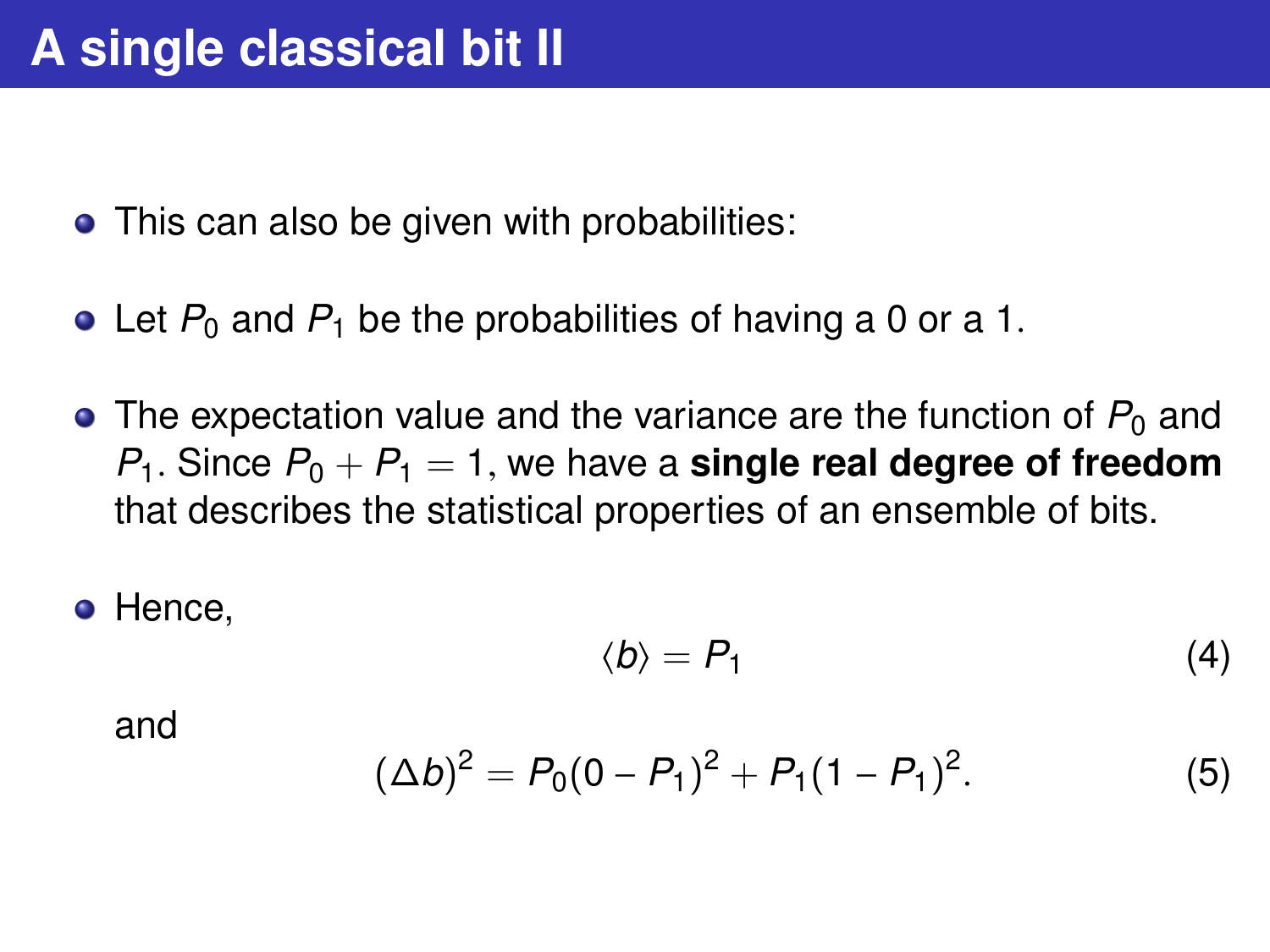# A single classical bit II

- This can also be given with probabilities:
- Let $P_0$ and $P_1$ be the probabilities of having a 0 or a 1.
- The expectation value and the variance are the function of $P_0$ and $P_1$. Since $P_0 + P_1 = 1$, we have a **single real degree of freedom** that describes the statistical properties of an ensemble of bits.
- Hence,

$$\langle b \rangle = P_1 \tag{4}$$

and

$$(\Delta b)^2 = P_0(0 - P_1)^2 + P_1(1 - P_1)^2. \tag{5}$$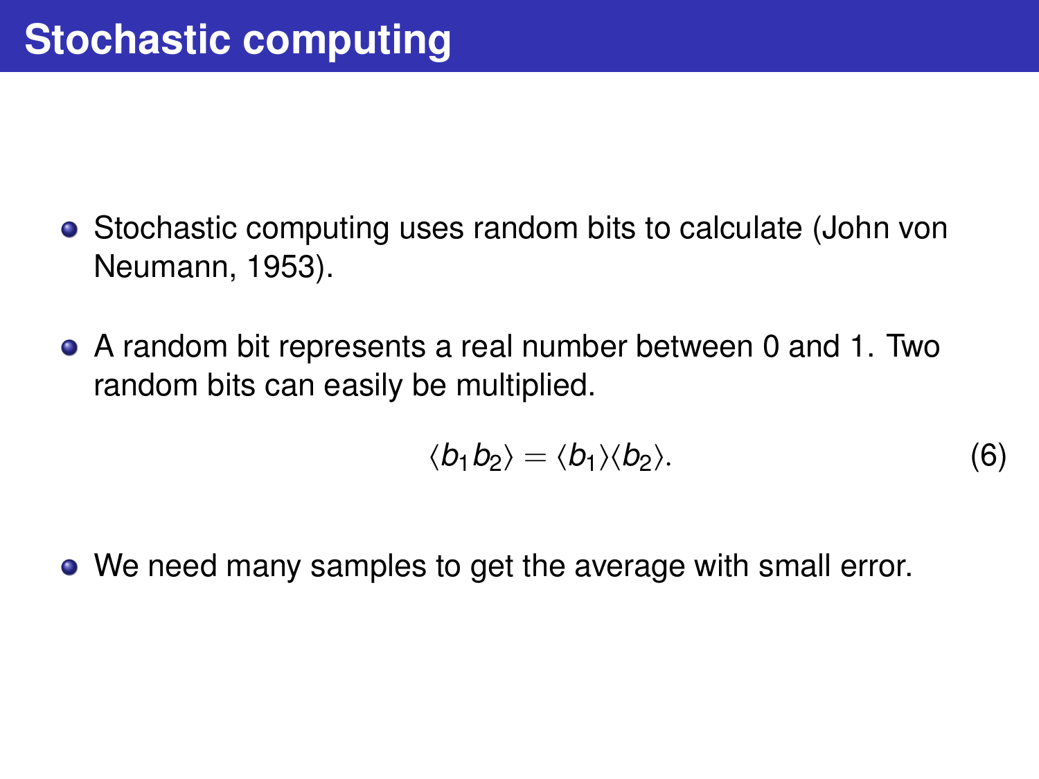# Stochastic computing

- Stochastic computing uses random bits to calculate (John von Neumann, 1953).
- A random bit represents a real number between 0 and 1. Two random bits can easily be multiplied.

$$\langle b_1 b_2 \rangle = \langle b_1 \rangle \langle b_2 \rangle. \tag{6}$$

- We need many samples to get the average with small error.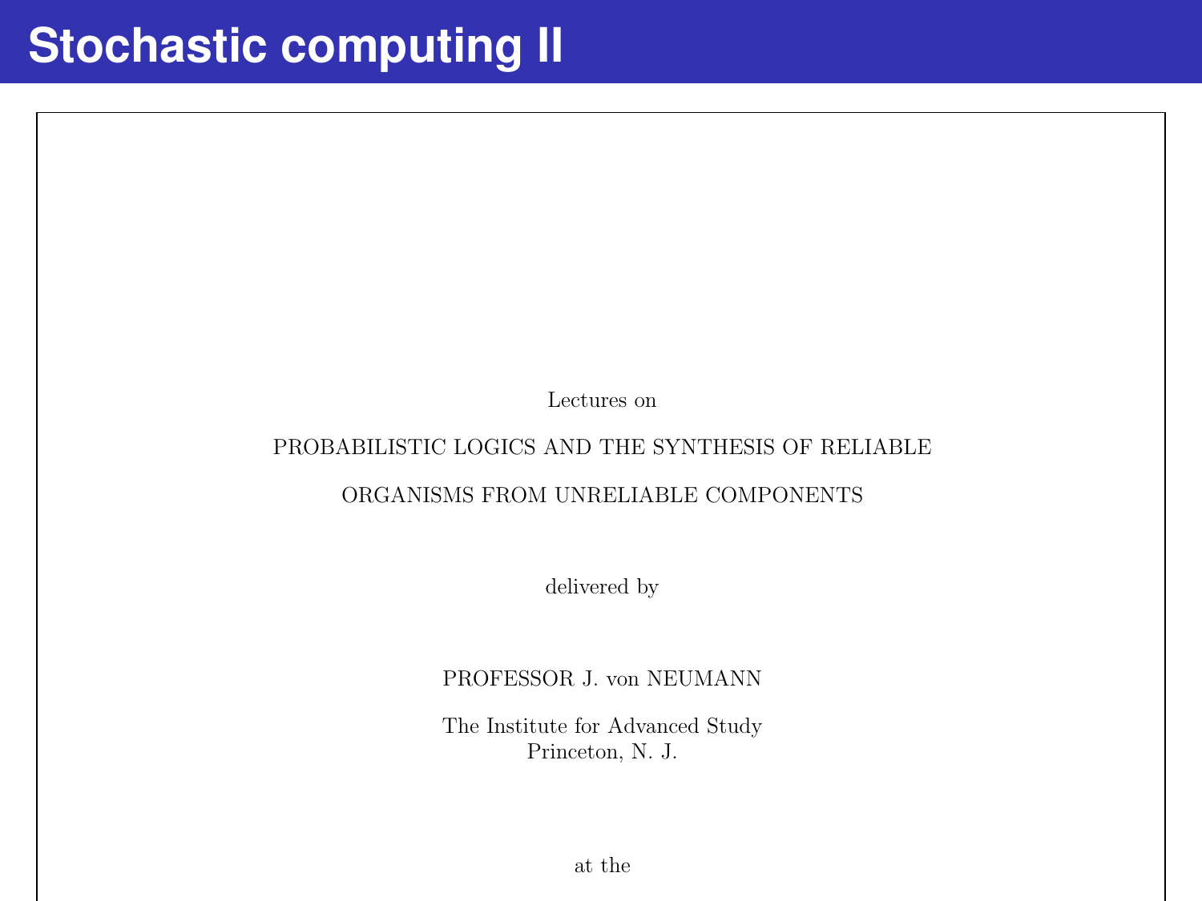# Stochastic computing II

Lectures on

PROBABILISTIC LOGICS AND THE SYNTHESIS OF RELIABLE

ORGANISMS FROM UNRELIABLE COMPONENTS

delivered by

PROFESSOR J. von NEUMANN

The Institute for Advanced Study
Princeton, N. J.

at the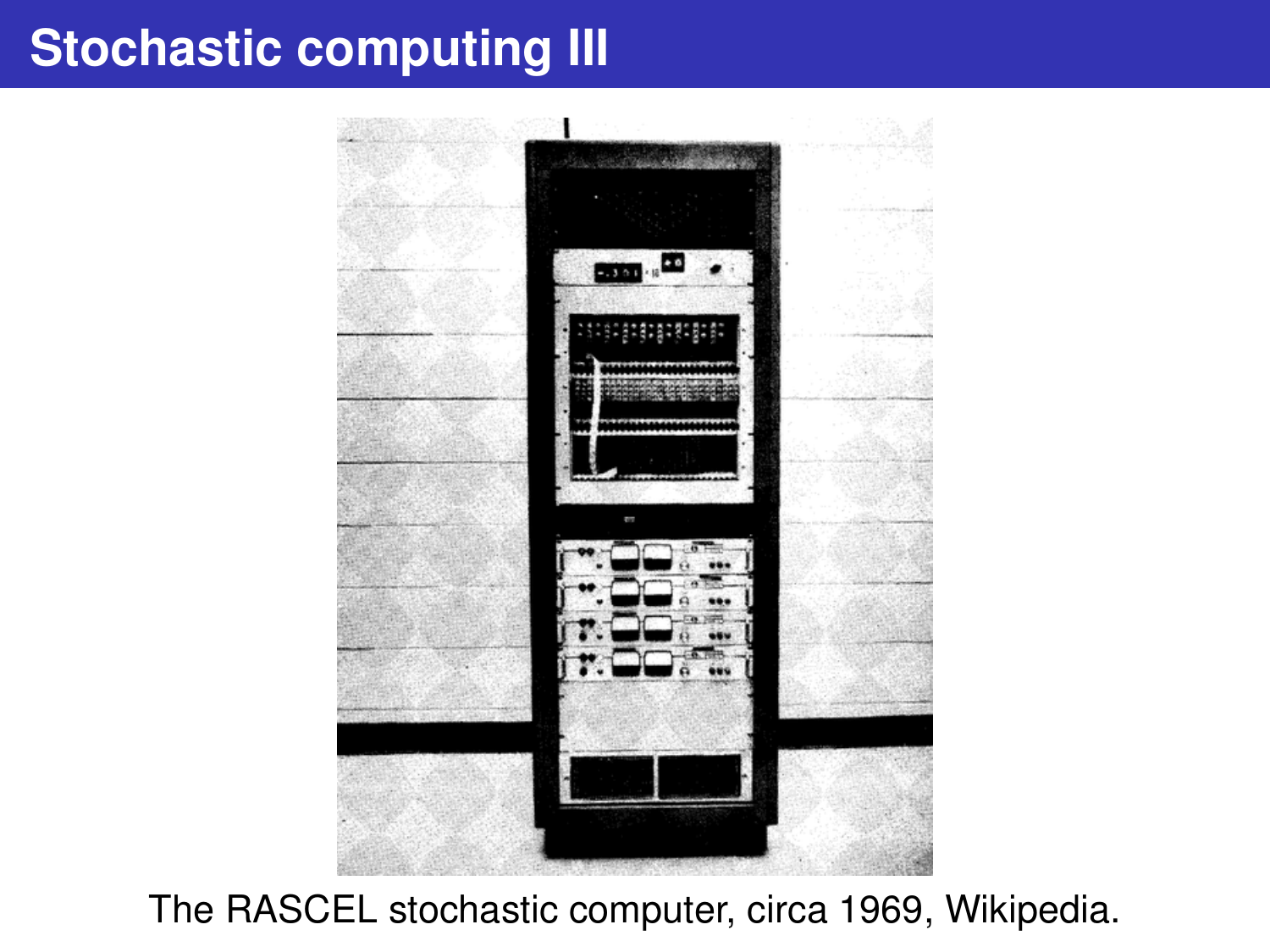# Stochastic computing III

The RASCEL stochastic computer, circa 1969, Wikipedia.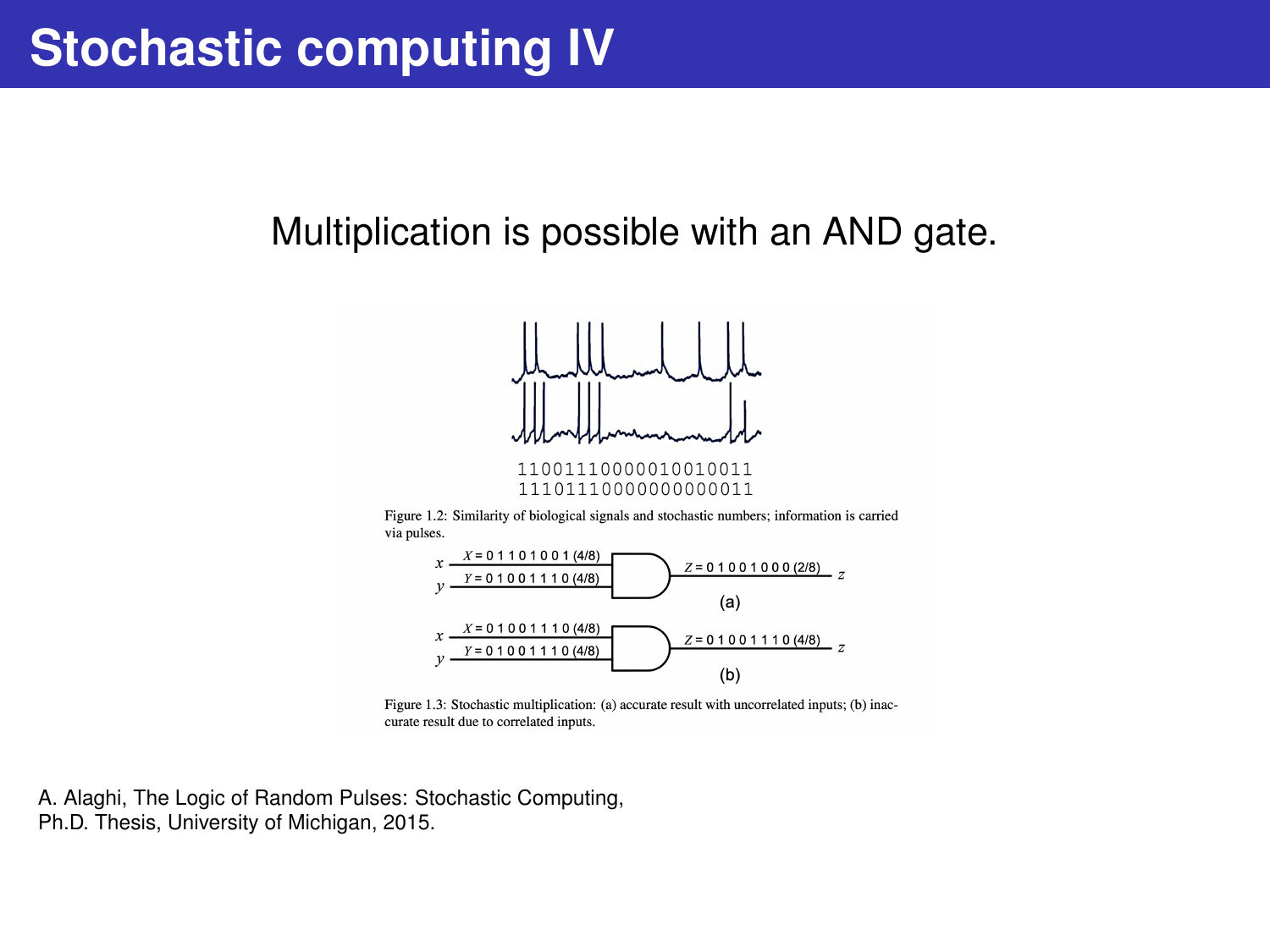# Stochastic computing IV

Multiplication is possible with an AND gate.

11001110000010010011
11101110000000000011

Figure 1.2: Similarity of biological signals and stochastic numbers; information is carried via pulses.

x — X = 0 1 1 0 1 0 0 1 (4/8)
y — Y = 0 1 0 0 1 1 1 0 (4/8)
Z = 0 1 0 0 1 0 0 0 (2/8) — z
(a)

x — X = 0 1 0 0 1 1 1 0 (4/8)
y — Y = 0 1 0 0 1 1 1 0 (4/8)
Z = 0 1 0 0 1 1 1 0 (4/8) — z
(b)

Figure 1.3: Stochastic multiplication: (a) accurate result with uncorrelated inputs; (b) inaccurate result due to correlated inputs.

A. Alaghi, The Logic of Random Pulses: Stochastic Computing, Ph.D. Thesis, University of Michigan, 2015.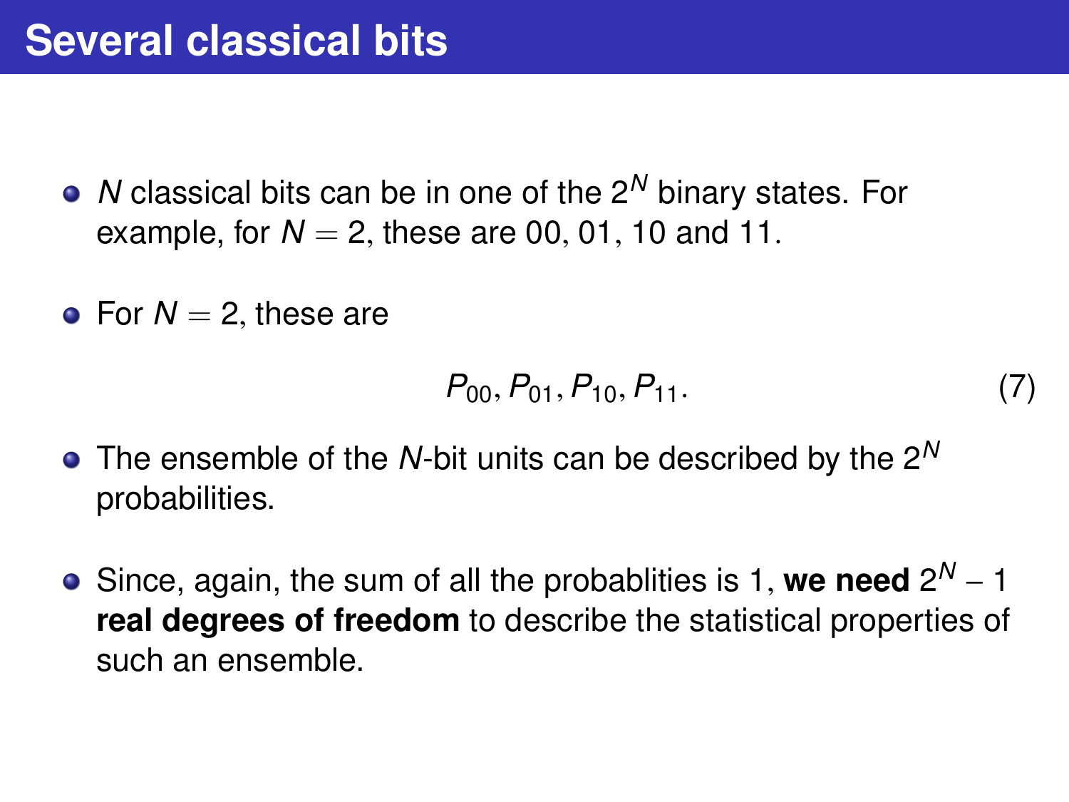# Several classical bits

- $N$ classical bits can be in one of the $2^N$ binary states. For example, for $N = 2$, these are 00, 01, 10 and 11.

- For $N = 2$, these are

$$P_{00}, P_{01}, P_{10}, P_{11}. \tag{7}$$

- The ensemble of the $N$-bit units can be described by the $2^N$ probabilities.

- Since, again, the sum of all the probablities is 1, **we need** $2^N - 1$ **real degrees of freedom** to describe the statistical properties of such an ensemble.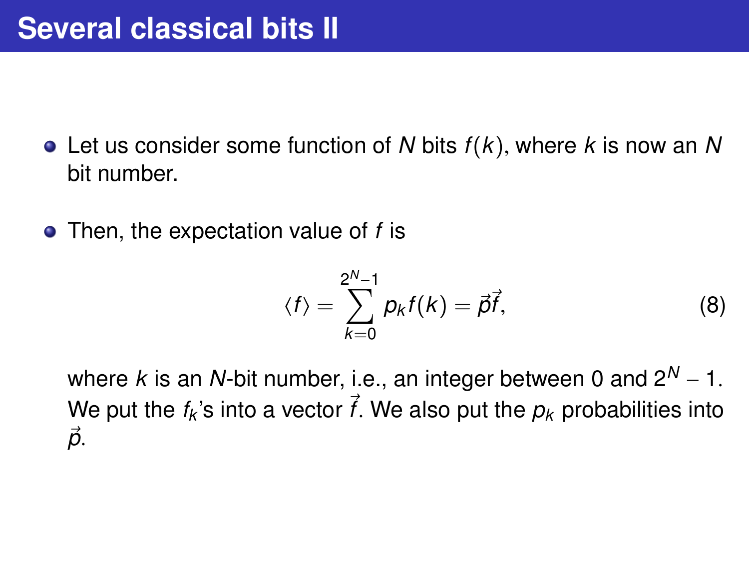# Several classical bits II

- Let us consider some function of $N$ bits $f(k)$, where $k$ is now an $N$ bit number.

- Then, the expectation value of $f$ is

$$\langle f \rangle = \sum_{k=0}^{2^N-1} p_k f(k) = \vec{p}\vec{f}, \tag{8}$$

  where $k$ is an $N$-bit number, i.e., an integer between 0 and $2^N - 1$. We put the $f_k$'s into a vector $\vec{f}$. We also put the $p_k$ probabilities into $\vec{p}$.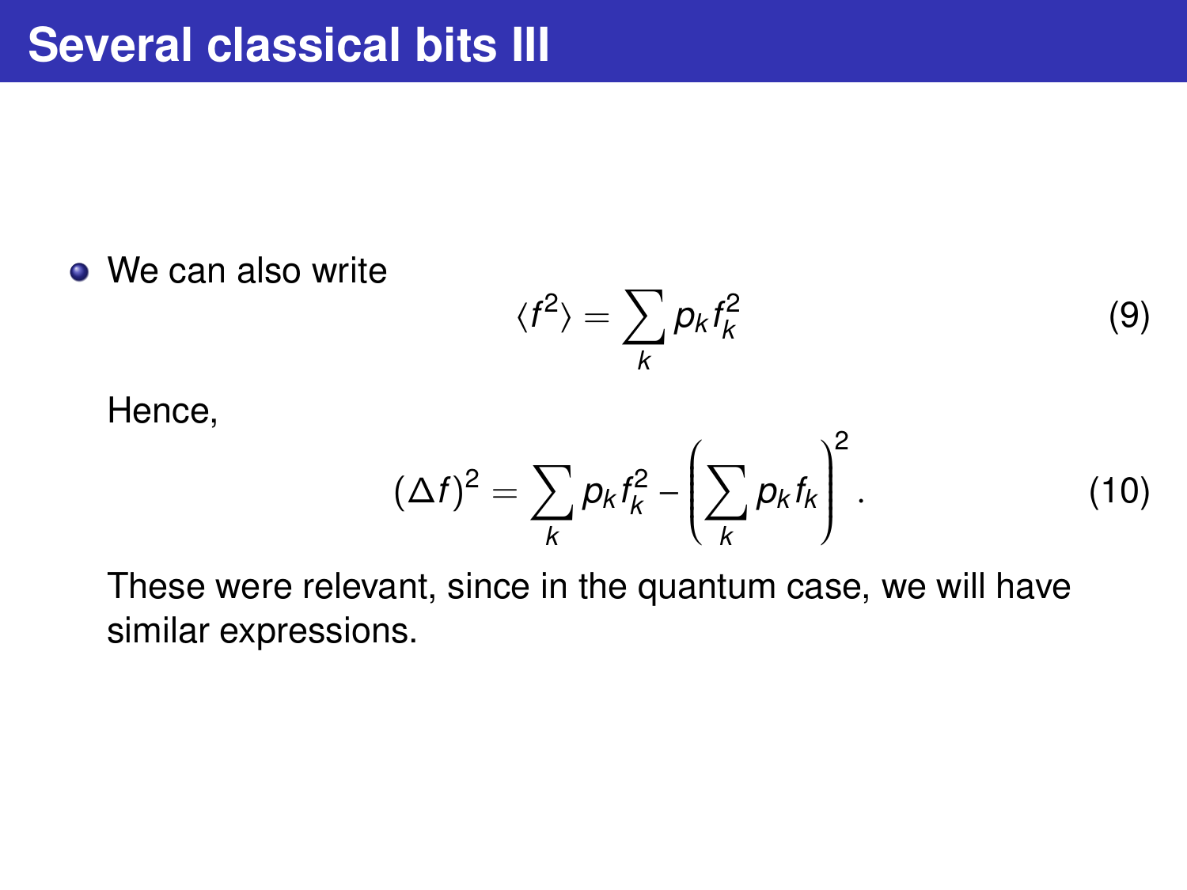# Several classical bits III

- We can also write

$$\langle f^2 \rangle = \sum_k p_k f_k^2 \tag{9}$$

Hence,

$$(\Delta f)^2 = \sum_k p_k f_k^2 - \left( \sum_k p_k f_k \right)^2 . \tag{10}$$

These were relevant, since in the quantum case, we will have similar expressions.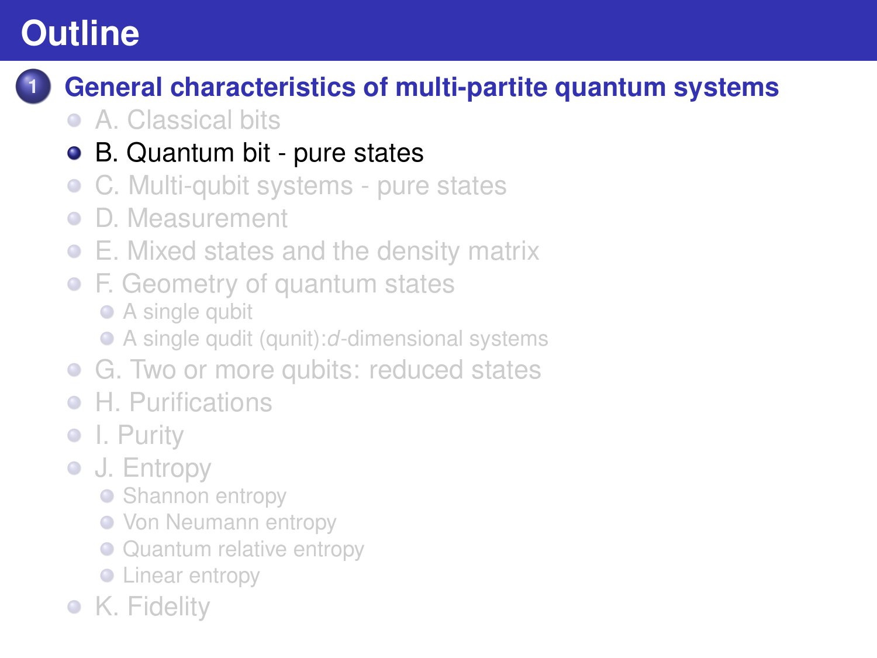# Outline

1. **General characteristics of multi-partite quantum systems**
   - A. Classical bits
   - B. Quantum bit - pure states
   - C. Multi-qubit systems - pure states
   - D. Measurement
   - E. Mixed states and the density matrix
   - F. Geometry of quantum states
     - A single qubit
     - A single qudit (qunit):$d$-dimensional systems
   - G. Two or more qubits: reduced states
   - H. Purifications
   - I. Purity
   - J. Entropy
     - Shannon entropy
     - Von Neumann entropy
     - Quantum relative entropy
     - Linear entropy
   - K. Fidelity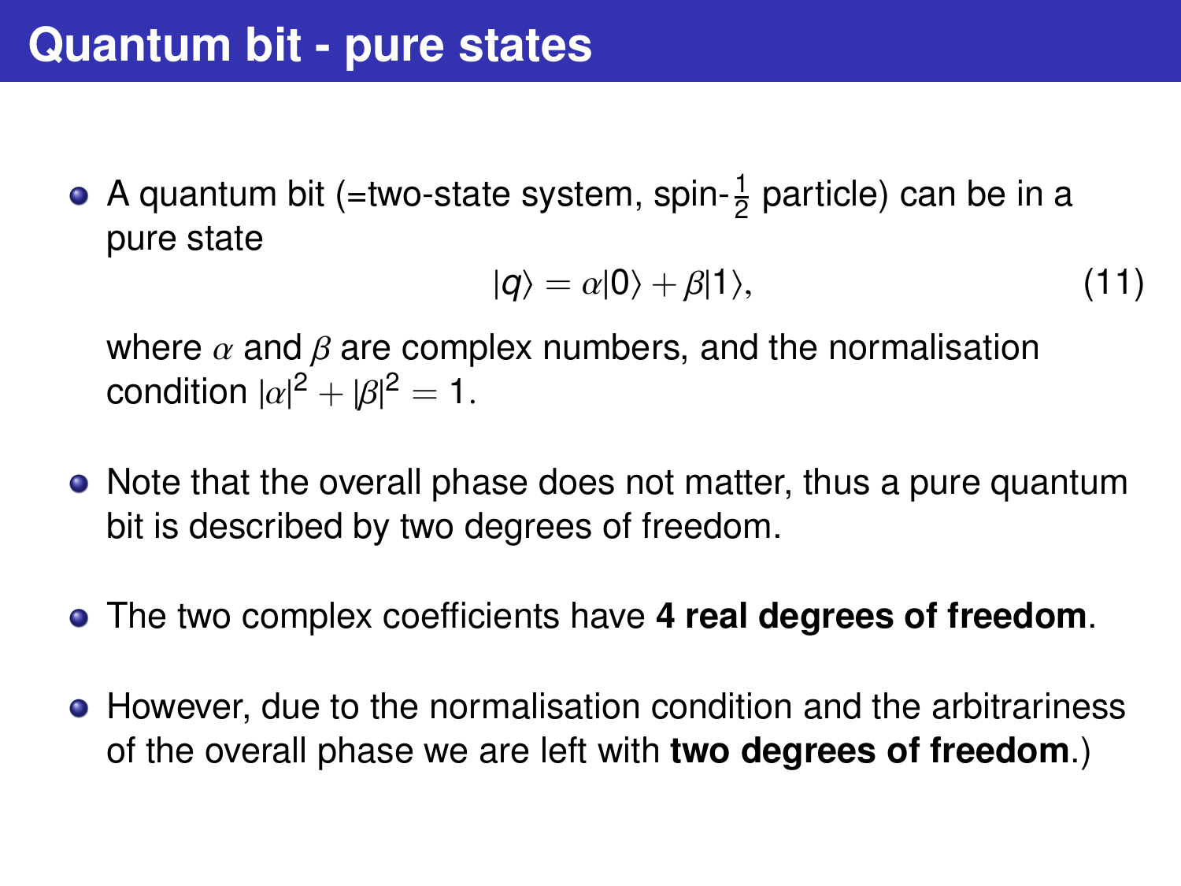# Quantum bit - pure states

- A quantum bit (=two-state system, spin-$\frac{1}{2}$ particle) can be in a pure state

$$|q\rangle = \alpha|0\rangle + \beta|1\rangle, \tag{11}$$

  where $\alpha$ and $\beta$ are complex numbers, and the normalisation condition $|\alpha|^2 + |\beta|^2 = 1$.

- Note that the overall phase does not matter, thus a pure quantum bit is described by two degrees of freedom.

- The two complex coefficients have **4 real degrees of freedom**.

- However, due to the normalisation condition and the arbitrariness of the overall phase we are left with **two degrees of freedom**.)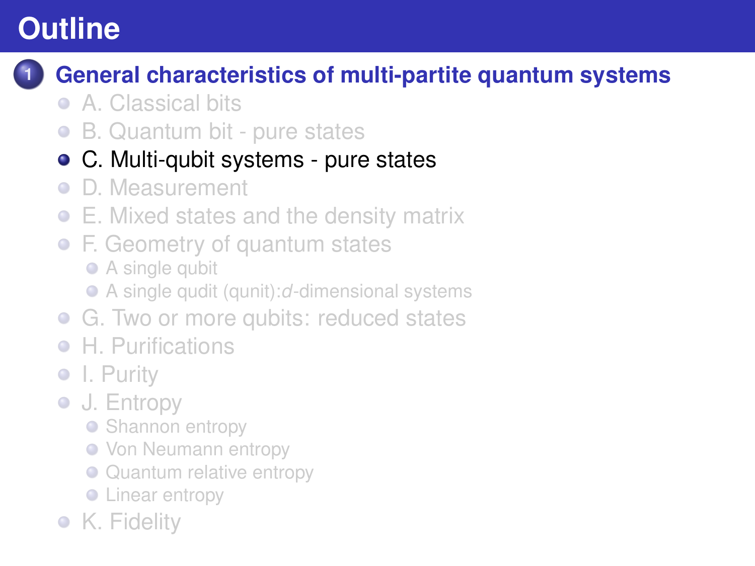# Outline

1. **General characteristics of multi-partite quantum systems**
   - A. Classical bits
   - B. Quantum bit - pure states
   - C. Multi-qubit systems - pure states
   - D. Measurement
   - E. Mixed states and the density matrix
   - F. Geometry of quantum states
     - A single qubit
     - A single qudit (qunit): $d$-dimensional systems
   - G. Two or more qubits: reduced states
   - H. Purifications
   - I. Purity
   - J. Entropy
     - Shannon entropy
     - Von Neumann entropy
     - Quantum relative entropy
     - Linear entropy
   - K. Fidelity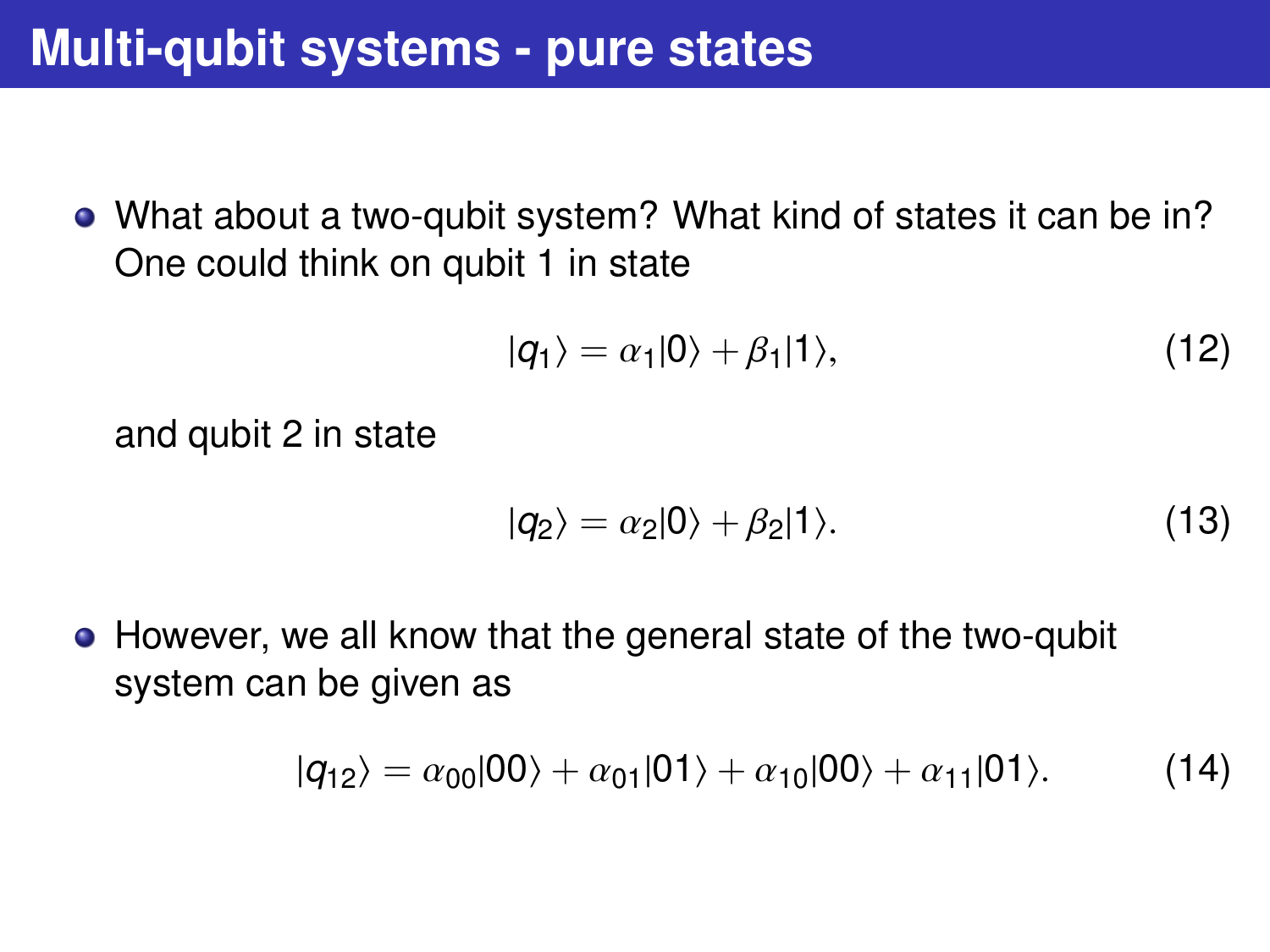# Multi-qubit systems - pure states

- What about a two-qubit system? What kind of states it can be in? One could think on qubit 1 in state

$$|q_1\rangle = \alpha_1|0\rangle + \beta_1|1\rangle, \tag{12}$$

  and qubit 2 in state

$$|q_2\rangle = \alpha_2|0\rangle + \beta_2|1\rangle. \tag{13}$$

- However, we all know that the general state of the two-qubit system can be given as

$$|q_{12}\rangle = \alpha_{00}|00\rangle + \alpha_{01}|01\rangle + \alpha_{10}|00\rangle + \alpha_{11}|01\rangle. \tag{14}$$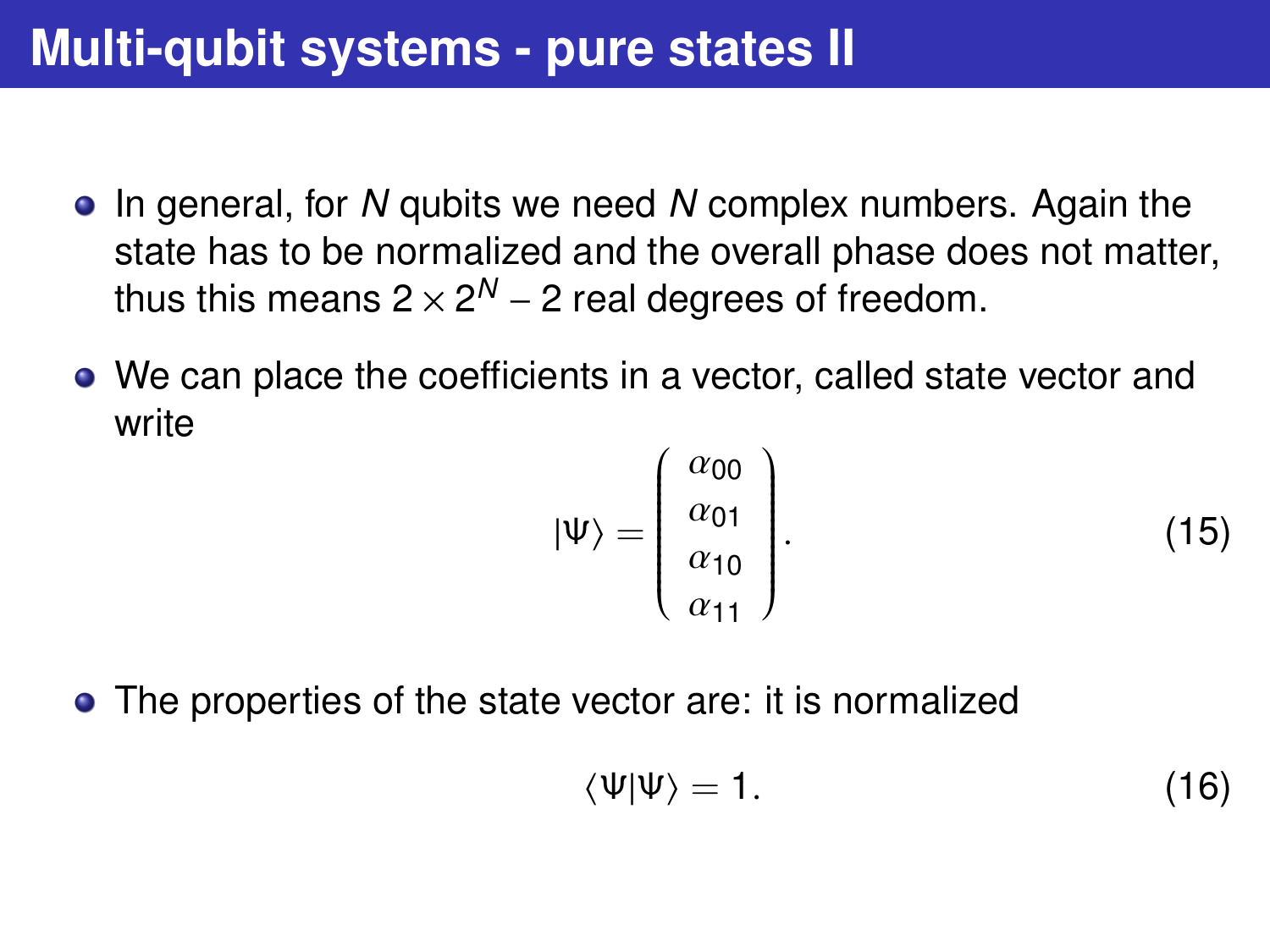# Multi-qubit systems - pure states II

- In general, for $N$ qubits we need $N$ complex numbers. Again the state has to be normalized and the overall phase does not matter, thus this means $2 \times 2^N - 2$ real degrees of freedom.
- We can place the coefficients in a vector, called state vector and write

$$|\Psi\rangle = \begin{pmatrix} \alpha_{00} \\ \alpha_{01} \\ \alpha_{10} \\ \alpha_{11} \end{pmatrix}. \tag{15}$$

- The properties of the state vector are: it is normalized

$$\langle \Psi | \Psi \rangle = 1. \tag{16}$$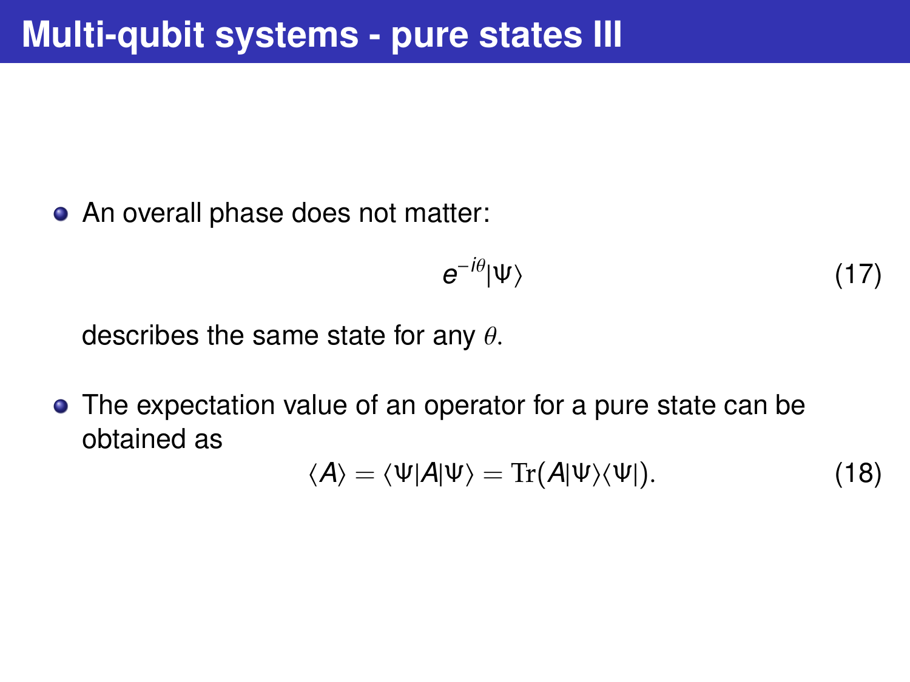# Multi-qubit systems - pure states III

- An overall phase does not matter:

$$e^{-i\theta}|\Psi\rangle \tag{17}$$

  describes the same state for any $\theta$.

- The expectation value of an operator for a pure state can be obtained as

$$\langle A\rangle = \langle\Psi|A|\Psi\rangle = \mathrm{Tr}(A|\Psi\rangle\langle\Psi|). \tag{18}$$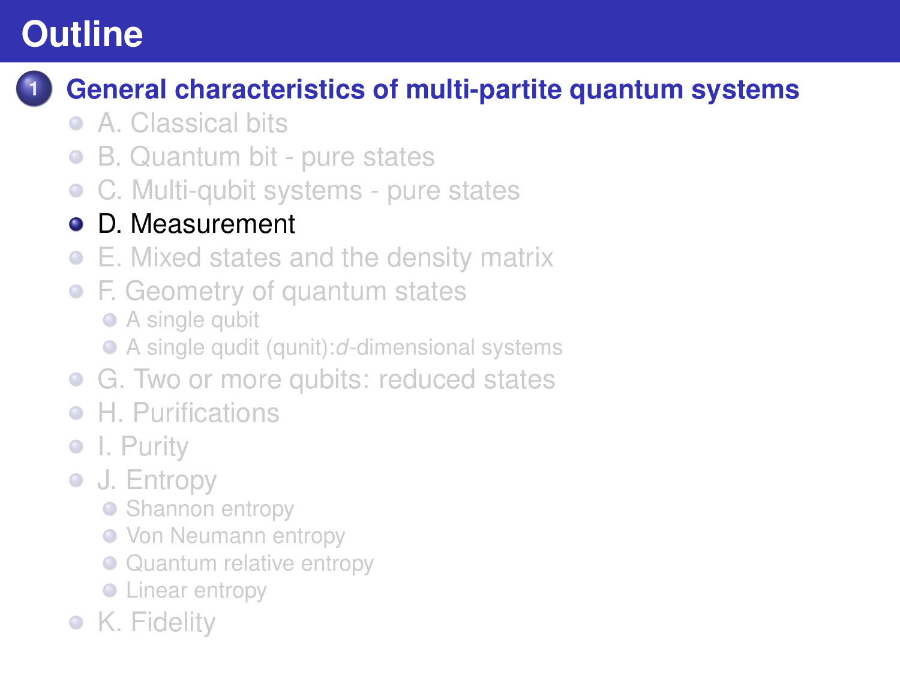# Outline

1. **General characteristics of multi-partite quantum systems**
   - A. Classical bits
   - B. Quantum bit - pure states
   - C. Multi-qubit systems - pure states
   - D. Measurement
   - E. Mixed states and the density matrix
   - F. Geometry of quantum states
     - A single qubit
     - A single qudit (qunit):*d*-dimensional systems
   - G. Two or more qubits: reduced states
   - H. Purifications
   - I. Purity
   - J. Entropy
     - Shannon entropy
     - Von Neumann entropy
     - Quantum relative entropy
     - Linear entropy
   - K. Fidelity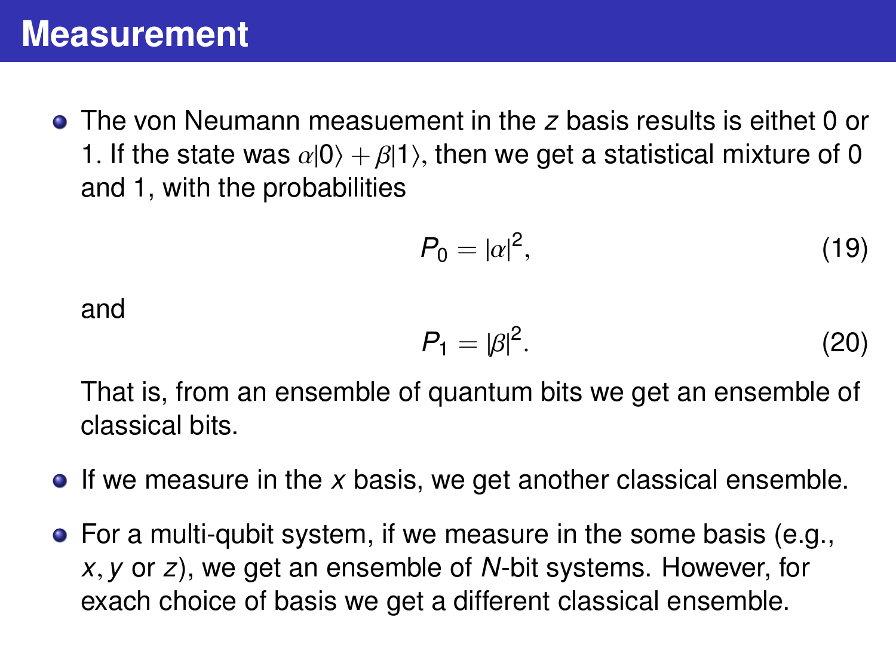# Measurement

- The von Neumann measurement in the $z$ basis results is eithet 0 or 1. If the state was $\alpha|0\rangle + \beta|1\rangle$, then we get a statistical mixture of 0 and 1, with the probabilities

$$P_0 = |\alpha|^2, \tag{19}$$

  and

$$P_1 = |\beta|^2. \tag{20}$$

  That is, from an ensemble of quantum bits we get an ensemble of classical bits.

- If we measure in the $x$ basis, we get another classical ensemble.
- For a multi-qubit system, if we measure in the some basis (e.g., $x, y$ or $z$), we get an ensemble of $N$-bit systems. However, for exach choice of basis we get a different classical ensemble.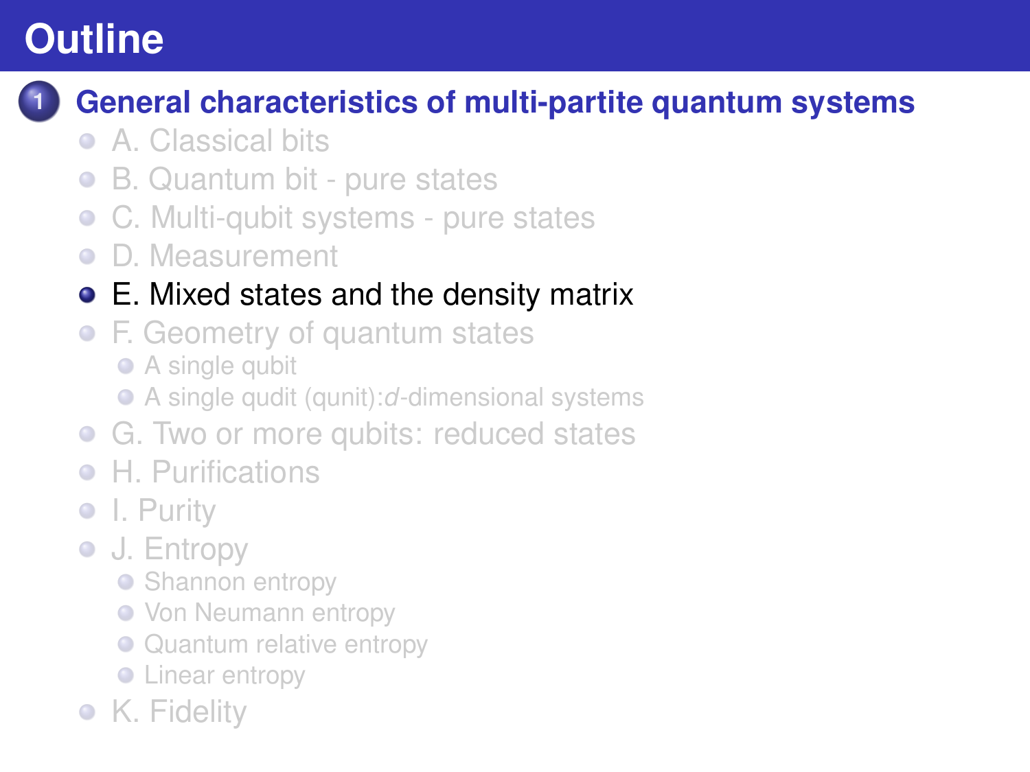# Outline

1. **General characteristics of multi-partite quantum systems**
   - A. Classical bits
   - B. Quantum bit - pure states
   - C. Multi-qubit systems - pure states
   - D. Measurement
   - E. Mixed states and the density matrix
   - F. Geometry of quantum states
     - A single qubit
     - A single qudit (qunit):*d*-dimensional systems
   - G. Two or more qubits: reduced states
   - H. Purifications
   - I. Purity
   - J. Entropy
     - Shannon entropy
     - Von Neumann entropy
     - Quantum relative entropy
     - Linear entropy
   - K. Fidelity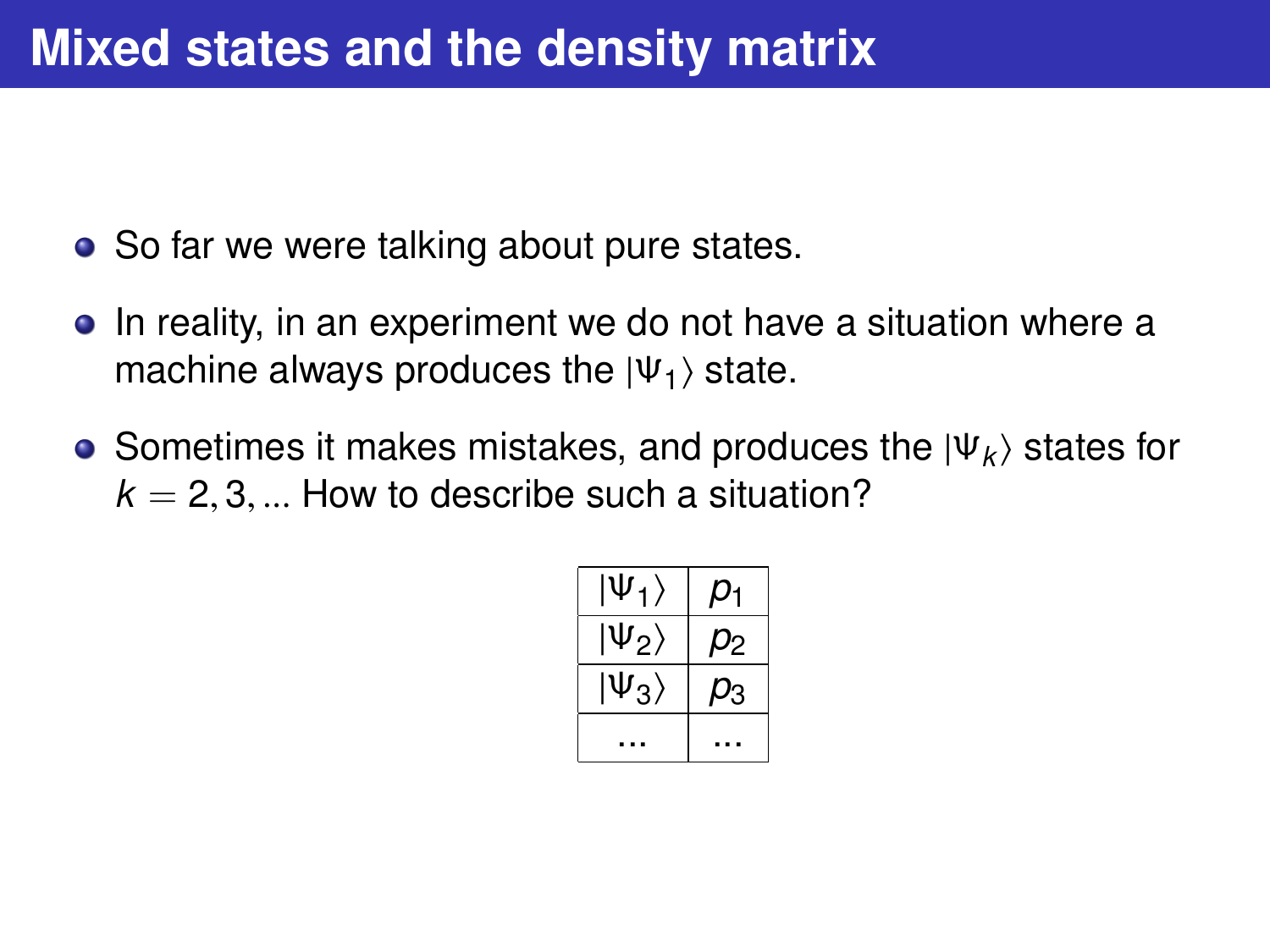# Mixed states and the density matrix

- So far we were talking about pure states.
- In reality, in an experiment we do not have a situation where a machine always produces the $|\Psi_1\rangle$ state.
- Sometimes it makes mistakes, and produces the $|\Psi_k\rangle$ states for $k = 2, 3, ...$ How to describe such a situation?

| | |
|---|---|
| $\|\Psi_1\rangle$ | $p_1$ |
| $\|\Psi_2\rangle$ | $p_2$ |
| $\|\Psi_3\rangle$ | $p_3$ |
| ... | ... |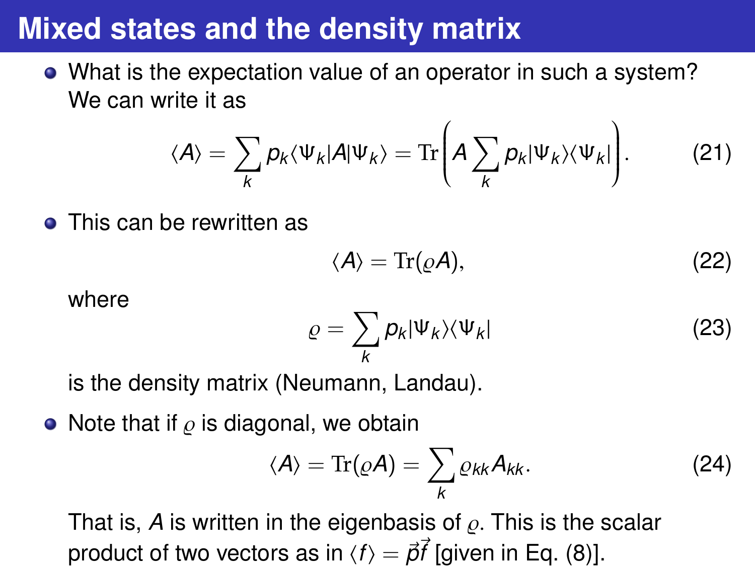# Mixed states and the density matrix

- What is the expectation value of an operator in such a system? We can write it as

$$\langle A \rangle = \sum_k p_k \langle \Psi_k | A | \Psi_k \rangle = \mathrm{Tr}\left( A \sum_k p_k |\Psi_k\rangle\langle\Psi_k| \right). \tag{21}$$

- This can be rewritten as

$$\langle A \rangle = \mathrm{Tr}(\varrho A), \tag{22}$$

where

$$\varrho = \sum_k p_k |\Psi_k\rangle\langle\Psi_k| \tag{23}$$

is the density matrix (Neumann, Landau).

- Note that if $\varrho$ is diagonal, we obtain

$$\langle A \rangle = \mathrm{Tr}(\varrho A) = \sum_k \varrho_{kk} A_{kk}. \tag{24}$$

That is, $A$ is written in the eigenbasis of $\varrho$. This is the scalar product of two vectors as in $\langle f \rangle = \vec{p}\vec{f}$ [given in Eq. (8)].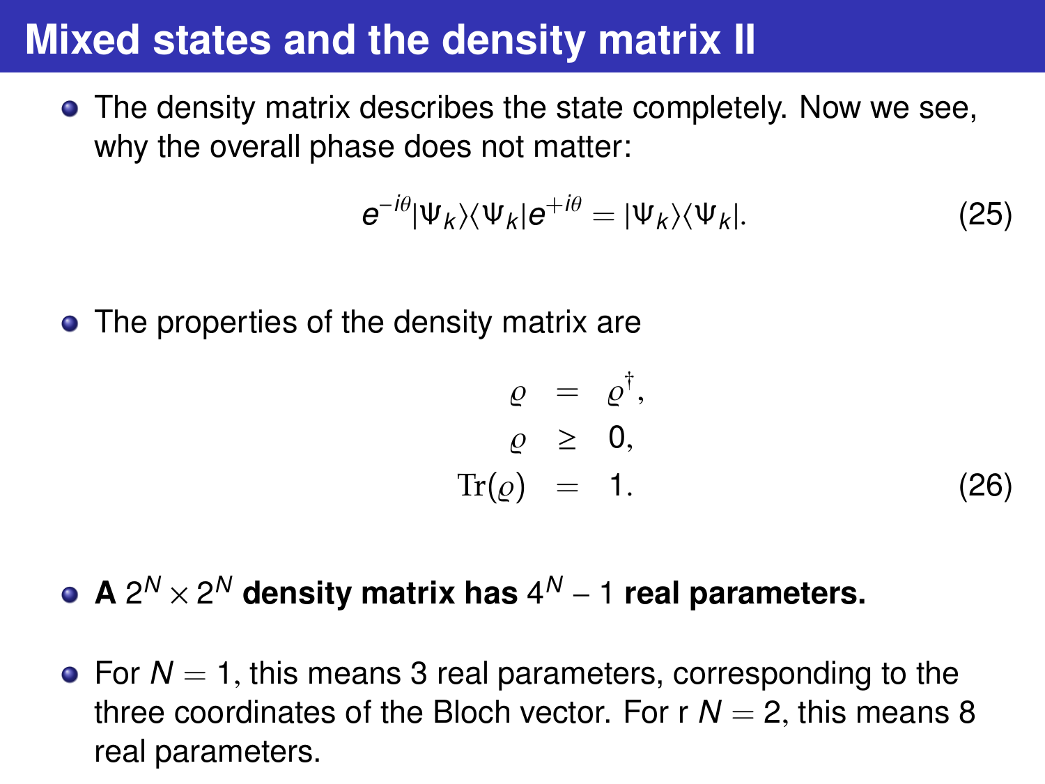# Mixed states and the density matrix II

- The density matrix describes the state completely. Now we see, why the overall phase does not matter:

$$e^{-i\theta}|\Psi_k\rangle\langle\Psi_k|e^{+i\theta} = |\Psi_k\rangle\langle\Psi_k|. \tag{25}$$

- The properties of the density matrix are

$$\begin{aligned} \varrho &= \varrho^\dagger, \\ \varrho &\geq 0, \\ \mathrm{Tr}(\varrho) &= 1. \end{aligned} \tag{26}$$

- **A $2^N \times 2^N$ density matrix has $4^N - 1$ real parameters.**

- For $N = 1$, this means 3 real parameters, corresponding to the three coordinates of the Bloch vector. For r $N = 2$, this means 8 real parameters.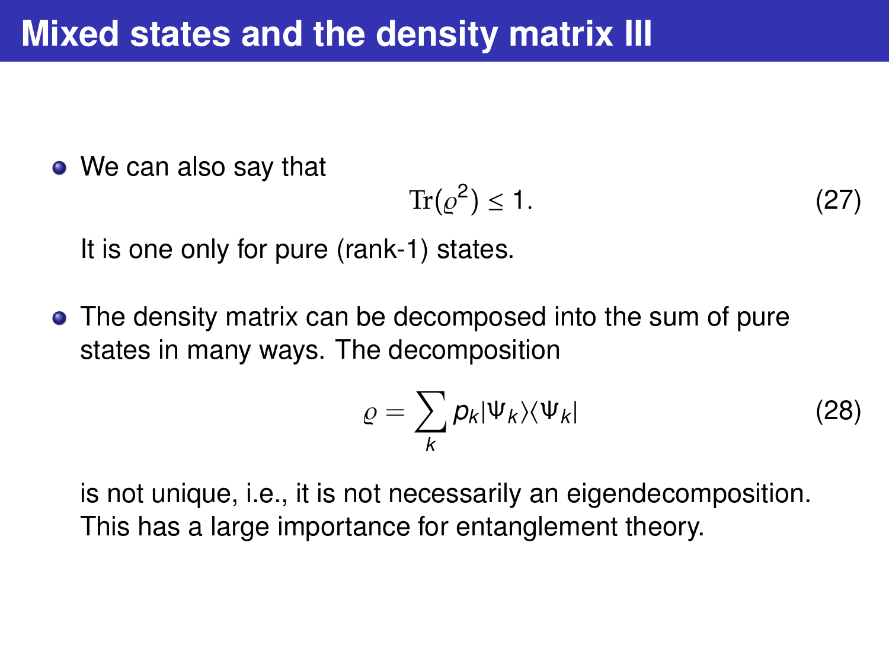# Mixed states and the density matrix III

- We can also say that

$$\mathrm{Tr}(\varrho^2) \leq 1. \tag{27}$$

  It is one only for pure (rank-1) states.

- The density matrix can be decomposed into the sum of pure states in many ways. The decomposition

$$\varrho = \sum_k p_k |\Psi_k\rangle\langle\Psi_k| \tag{28}$$

  is not unique, i.e., it is not necessarily an eigendecomposition. This has a large importance for entanglement theory.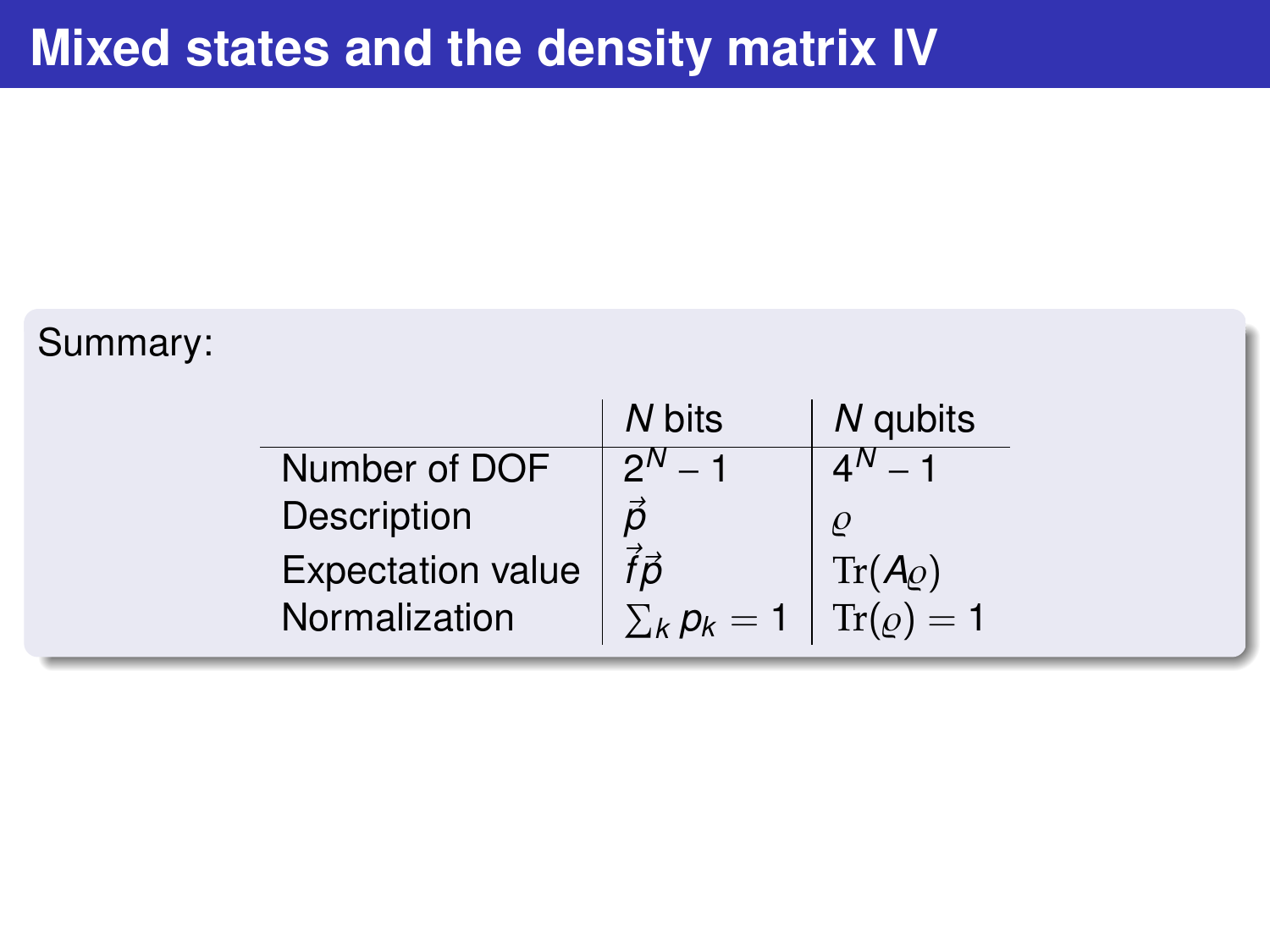# Mixed states and the density matrix IV

Summary:

| | $N$ bits | $N$ qubits |
|---|---|---|
| Number of DOF | $2^N - 1$ | $4^N - 1$ |
| Description | $\vec{p}$ | $\varrho$ |
| Expectation value | $\vec{f}\vec{p}$ | $\mathrm{Tr}(A\varrho)$ |
| Normalization | $\sum_k p_k = 1$ | $\mathrm{Tr}(\varrho) = 1$ |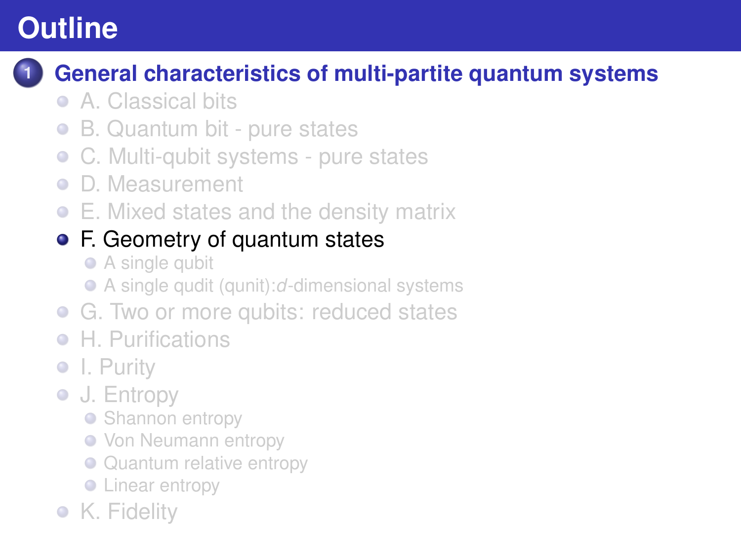# Outline

1. **General characteristics of multi-partite quantum systems**
   - A. Classical bits
   - B. Quantum bit - pure states
   - C. Multi-qubit systems - pure states
   - D. Measurement
   - E. Mixed states and the density matrix
   - F. Geometry of quantum states
     - A single qubit
     - A single qudit (qunit):*d*-dimensional systems
   - G. Two or more qubits: reduced states
   - H. Purifications
   - I. Purity
   - J. Entropy
     - Shannon entropy
     - Von Neumann entropy
     - Quantum relative entropy
     - Linear entropy
   - K. Fidelity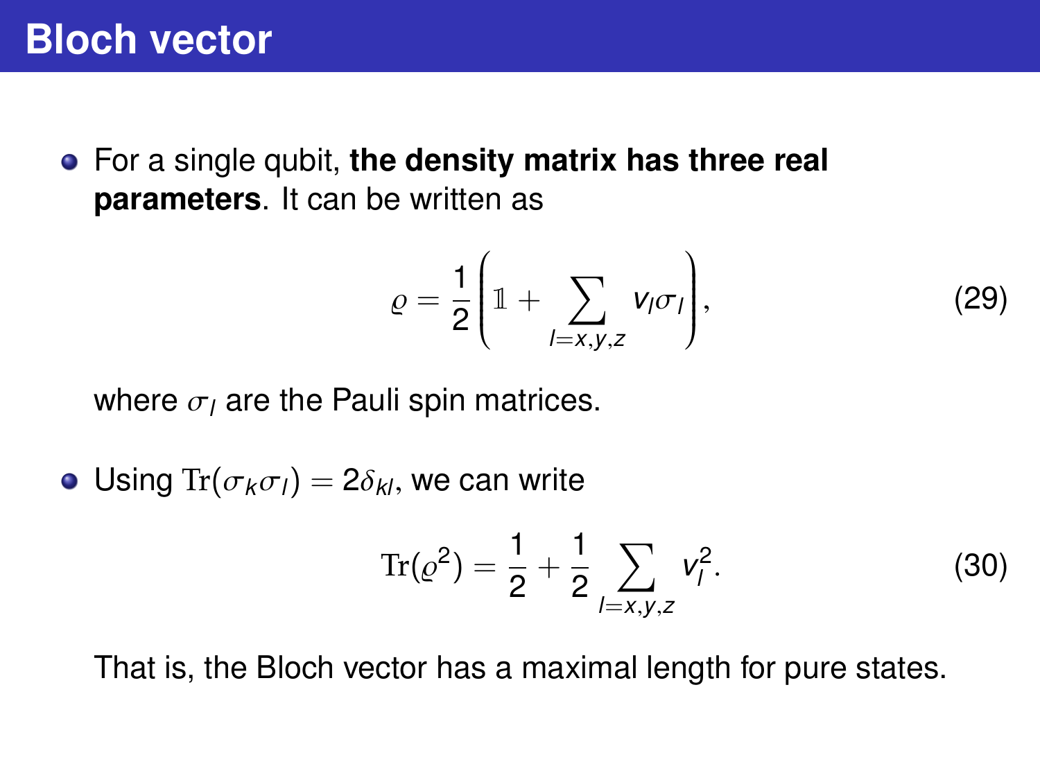# Bloch vector

- For a single qubit, **the density matrix has three real parameters**. It can be written as

$$\varrho = \frac{1}{2}\left(\mathbb{1} + \sum_{l=x,y,z} v_l \sigma_l\right), \tag{29}$$

where $\sigma_l$ are the Pauli spin matrices.

- Using $\mathrm{Tr}(\sigma_k \sigma_l) = 2\delta_{kl}$, we can write

$$\mathrm{Tr}(\varrho^2) = \frac{1}{2} + \frac{1}{2}\sum_{l=x,y,z} v_l^2. \tag{30}$$

That is, the Bloch vector has a maximal length for pure states.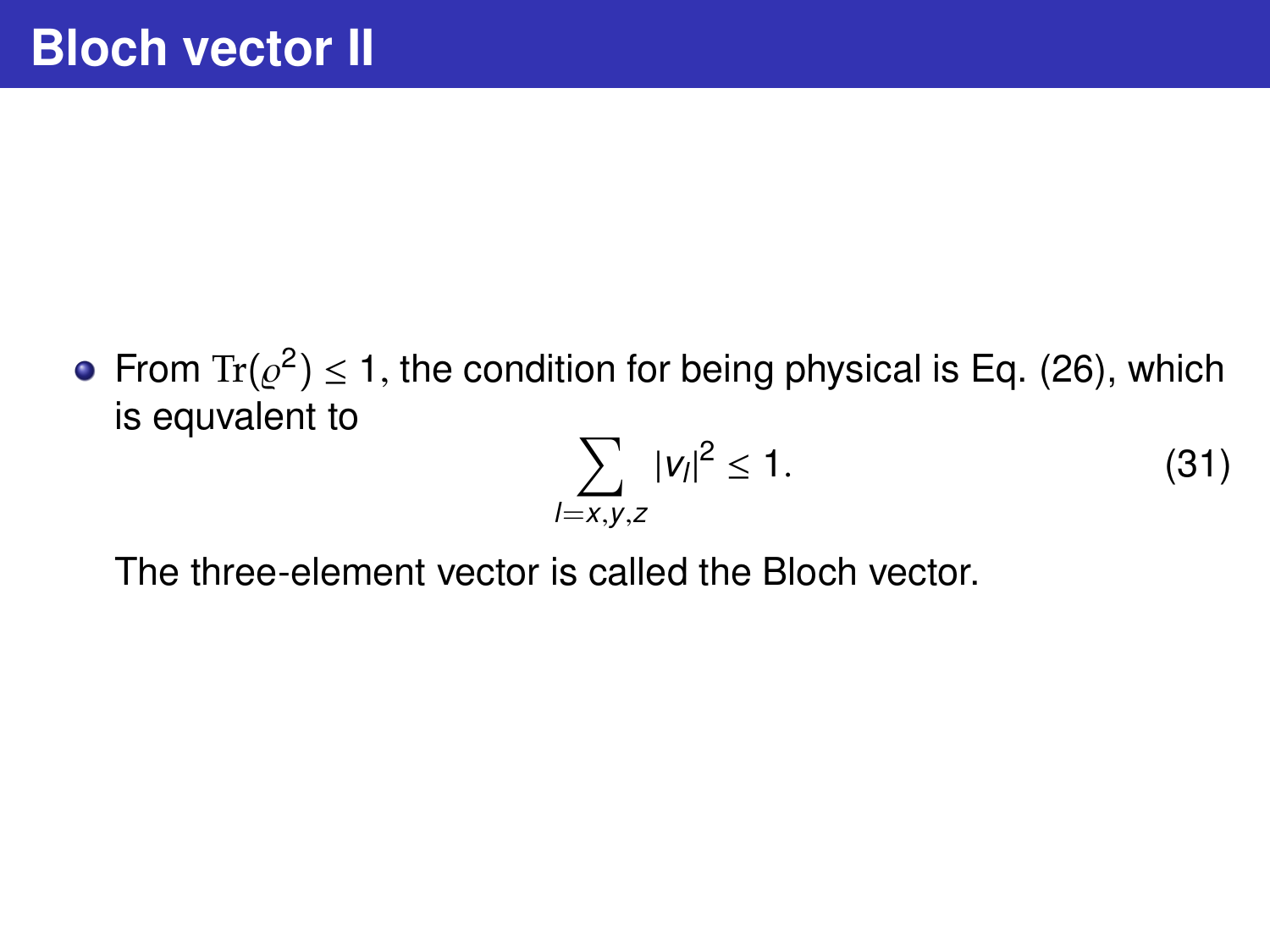# Bloch vector II

- From $\mathrm{Tr}(\varrho^2) \leq 1$, the condition for being physical is Eq. (26), which is equvalent to

$$\sum_{l=x,y,z} |v_l|^2 \leq 1. \tag{31}$$

The three-element vector is called the Bloch vector.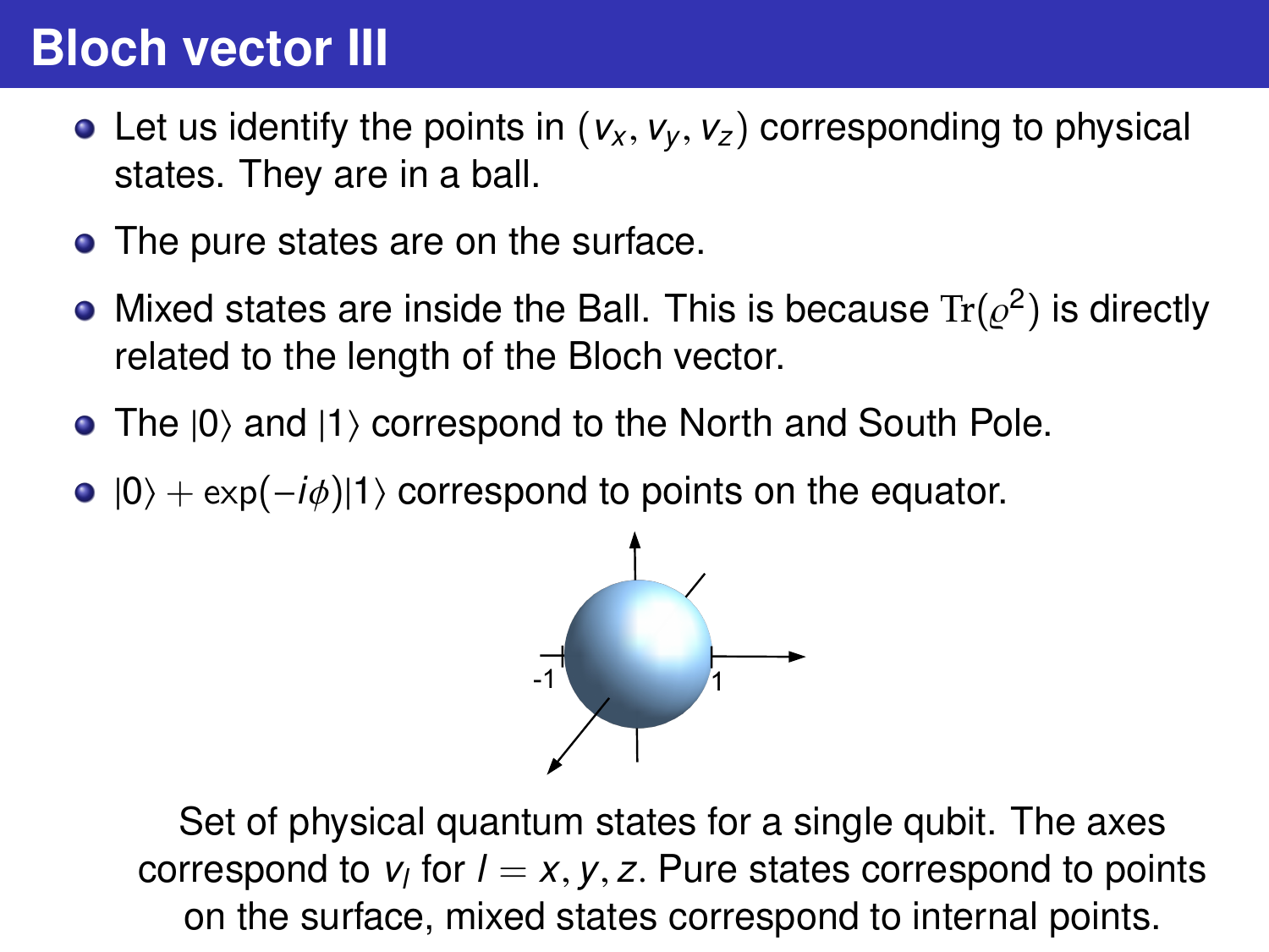# Bloch vector III

- Let us identify the points in $(v_x, v_y, v_z)$ corresponding to physical states. They are in a ball.
- The pure states are on the surface.
- Mixed states are inside the Ball. This is because $\mathrm{Tr}(\varrho^2)$ is directly related to the length of the Bloch vector.
- The $|0\rangle$ and $|1\rangle$ correspond to the North and South Pole.
- $|0\rangle + \exp(-i\phi)|1\rangle$ correspond to points on the equator.

-1

1

Set of physical quantum states for a single qubit. The axes correspond to $v_l$ for $l = x, y, z$. Pure states correspond to points on the surface, mixed states correspond to internal points.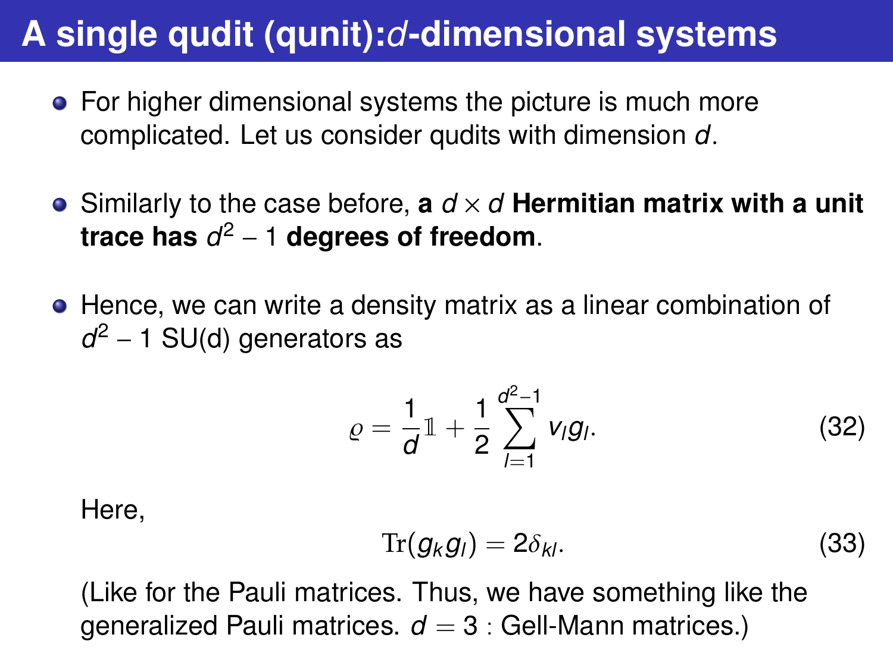# A single qudit (qunit): $d$-dimensional systems

- For higher dimensional systems the picture is much more complicated. Let us consider qudits with dimension $d$.

- Similarly to the case before, **a $d \times d$ Hermitian matrix with a unit trace has $d^2 - 1$ degrees of freedom**.

- Hence, we can write a density matrix as a linear combination of $d^2 - 1$ SU(d) generators as

$$\varrho = \frac{1}{d}\mathbb{1} + \frac{1}{2}\sum_{l=1}^{d^2-1} v_l g_l. \tag{32}$$

  Here,

$$\mathrm{Tr}(g_k g_l) = 2\delta_{kl}. \tag{33}$$

  (Like for the Pauli matrices. Thus, we have something like the generalized Pauli matrices. $d = 3$ : Gell-Mann matrices.)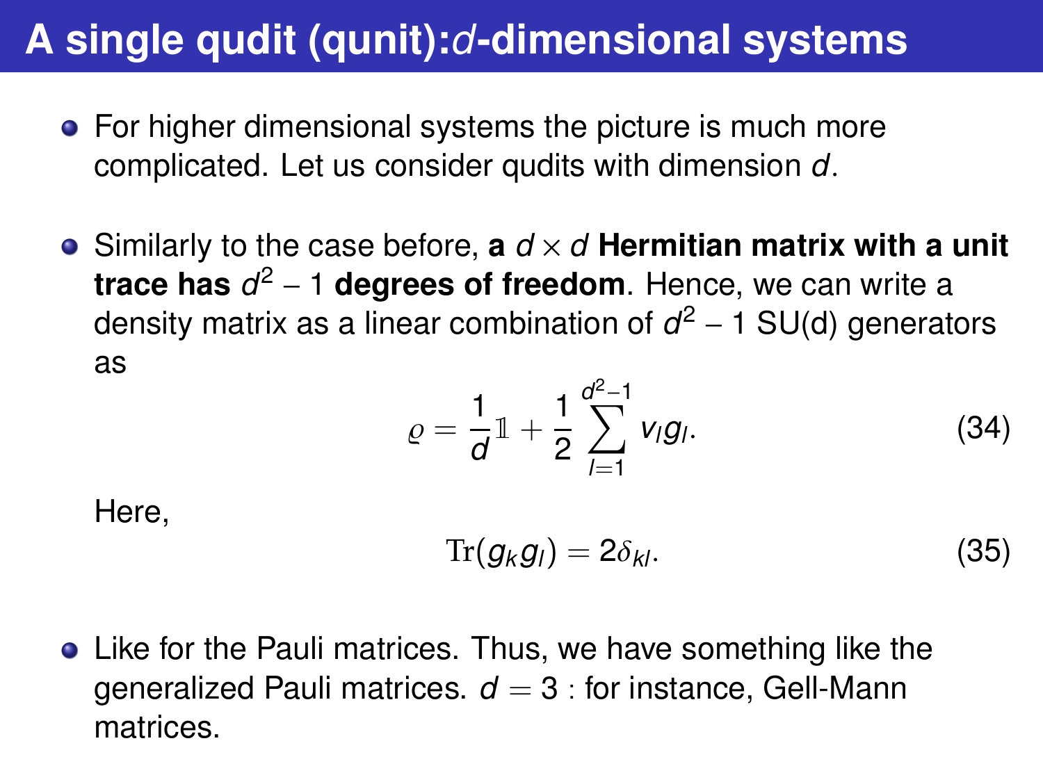# A single qudit (qunit): $d$-dimensional systems

- For higher dimensional systems the picture is much more complicated. Let us consider qudits with dimension $d$.

- Similarly to the case before, **a $d \times d$ Hermitian matrix with a unit trace has $d^2 - 1$ degrees of freedom**. Hence, we can write a density matrix as a linear combination of $d^2 - 1$ SU(d) generators as

$$\varrho = \frac{1}{d}\mathbb{1} + \frac{1}{2}\sum_{l=1}^{d^2-1} v_l g_l. \tag{34}$$

  Here,

$$\mathrm{Tr}(g_k g_l) = 2\delta_{kl}. \tag{35}$$

- Like for the Pauli matrices. Thus, we have something like the generalized Pauli matrices. $d = 3$ : for instance, Gell-Mann matrices.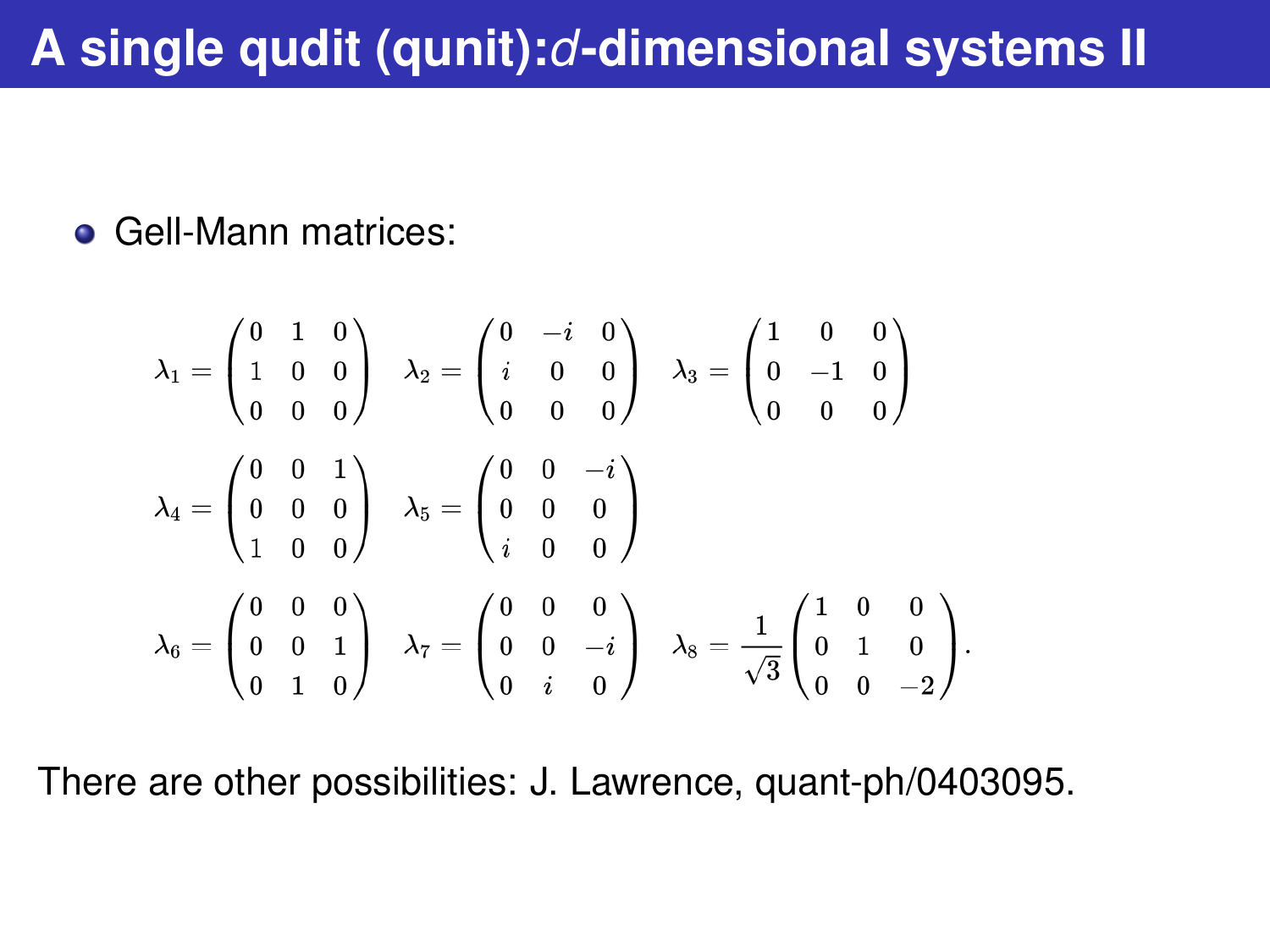# A single qudit (qunit): $d$-dimensional systems II

- Gell-Mann matrices:

$$\lambda_1 = \begin{pmatrix} 0 & 1 & 0 \\ 1 & 0 & 0 \\ 0 & 0 & 0 \end{pmatrix} \quad \lambda_2 = \begin{pmatrix} 0 & -i & 0 \\ i & 0 & 0 \\ 0 & 0 & 0 \end{pmatrix} \quad \lambda_3 = \begin{pmatrix} 1 & 0 & 0 \\ 0 & -1 & 0 \\ 0 & 0 & 0 \end{pmatrix}$$

$$\lambda_4 = \begin{pmatrix} 0 & 0 & 1 \\ 0 & 0 & 0 \\ 1 & 0 & 0 \end{pmatrix} \quad \lambda_5 = \begin{pmatrix} 0 & 0 & -i \\ 0 & 0 & 0 \\ i & 0 & 0 \end{pmatrix}$$

$$\lambda_6 = \begin{pmatrix} 0 & 0 & 0 \\ 0 & 0 & 1 \\ 0 & 1 & 0 \end{pmatrix} \quad \lambda_7 = \begin{pmatrix} 0 & 0 & 0 \\ 0 & 0 & -i \\ 0 & i & 0 \end{pmatrix} \quad \lambda_8 = \frac{1}{\sqrt{3}} \begin{pmatrix} 1 & 0 & 0 \\ 0 & 1 & 0 \\ 0 & 0 & -2 \end{pmatrix}.$$

There are other possibilities: J. Lawrence, quant-ph/0403095.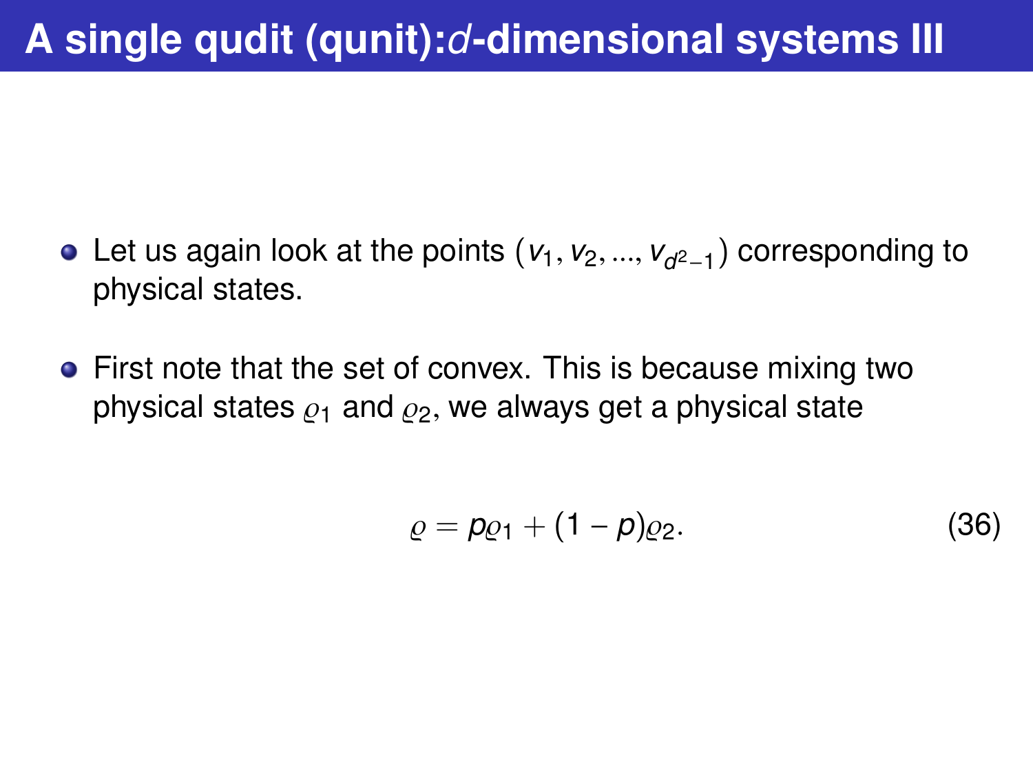# A single qudit (qunit): $d$-dimensional systems III

- Let us again look at the points $(v_1, v_2, ..., v_{d^2-1})$ corresponding to physical states.

- First note that the set of convex. This is because mixing two physical states $\varrho_1$ and $\varrho_2$, we always get a physical state

$$\varrho = p\varrho_1 + (1-p)\varrho_2. \tag{36}$$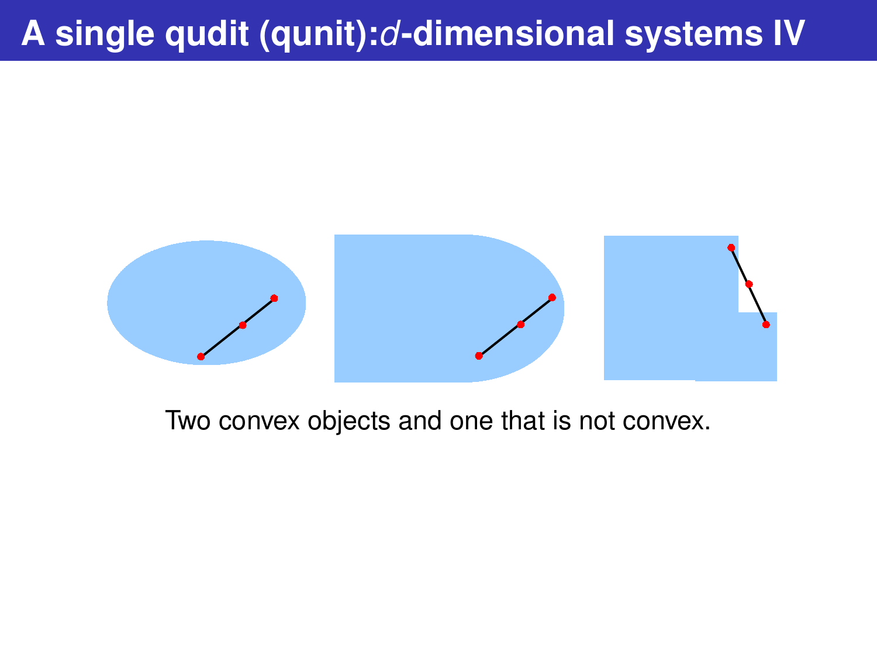# A single qudit (qunit): $d$-dimensional systems IV

Two convex objects and one that is not convex.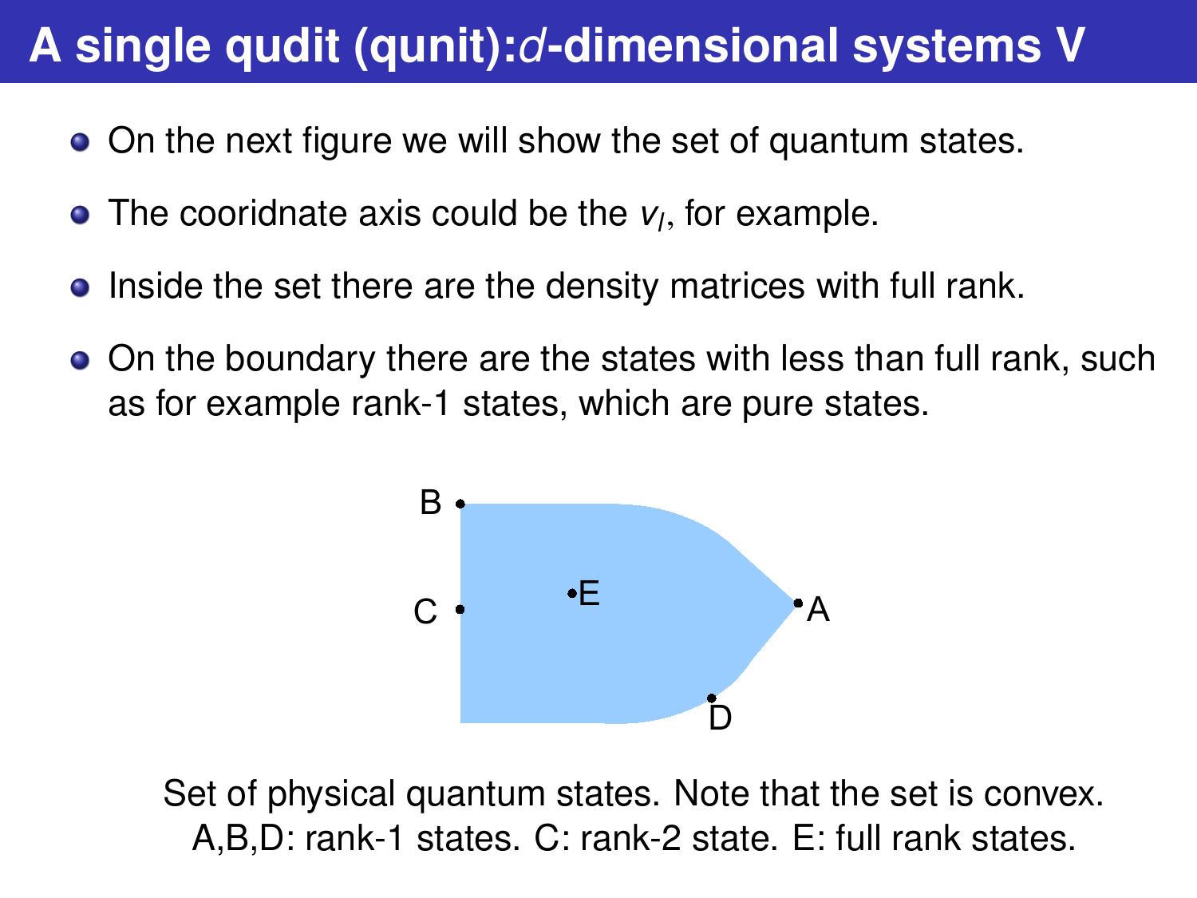# A single qudit (qunit): $d$-dimensional systems V

- On the next figure we will show the set of quantum states.
- The cooridnate axis could be the $v_l$, for example.
- Inside the set there are the density matrices with full rank.
- On the boundary there are the states with less than full rank, such as for example rank-1 states, which are pure states.

B

C

E

A

D

Set of physical quantum states. Note that the set is convex. A,B,D: rank-1 states. C: rank-2 state. E: full rank states.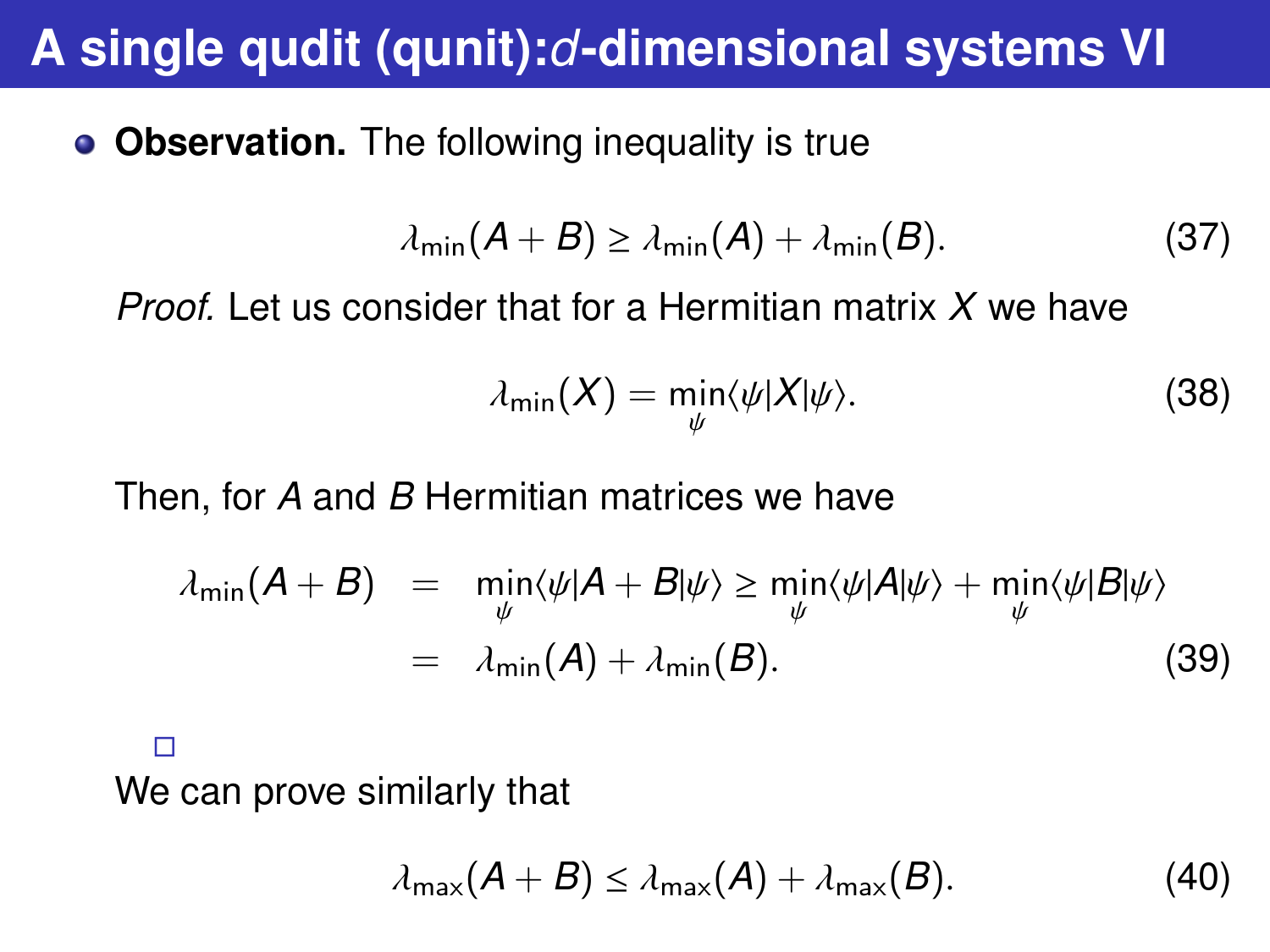# A single qudit (qunit): $d$-dimensional systems VI

- **Observation.** The following inequality is true

$$\lambda_{\min}(A+B) \geq \lambda_{\min}(A) + \lambda_{\min}(B). \tag{37}$$

*Proof.* Let us consider that for a Hermitian matrix $X$ we have

$$\lambda_{\min}(X) = \min_{\psi} \langle \psi | X | \psi \rangle. \tag{38}$$

Then, for $A$ and $B$ Hermitian matrices we have

$$\begin{aligned} \lambda_{\min}(A+B) &= \min_{\psi} \langle \psi | A+B | \psi \rangle \geq \min_{\psi} \langle \psi | A | \psi \rangle + \min_{\psi} \langle \psi | B | \psi \rangle \\ &= \lambda_{\min}(A) + \lambda_{\min}(B). \end{aligned} \tag{39}$$

□

We can prove similarly that

$$\lambda_{\max}(A+B) \leq \lambda_{\max}(A) + \lambda_{\max}(B). \tag{40}$$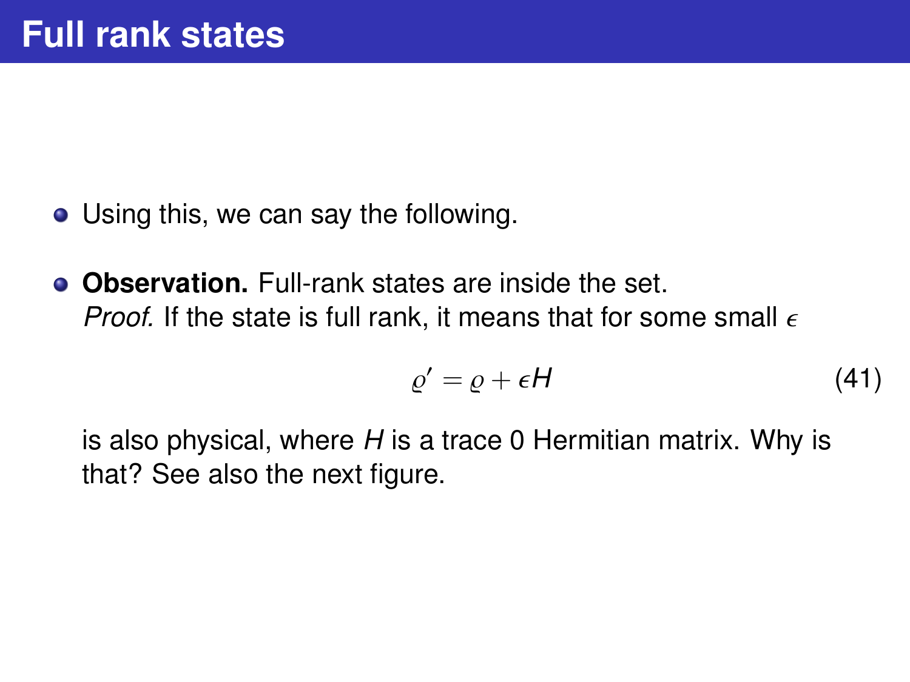# Full rank states

- Using this, we can say the following.
- **Observation.** Full-rank states are inside the set.
  *Proof.* If the state is full rank, it means that for some small $\epsilon$

  $$\varrho' = \varrho + \epsilon H \tag{41}$$

  is also physical, where $H$ is a trace 0 Hermitian matrix. Why is that? See also the next figure.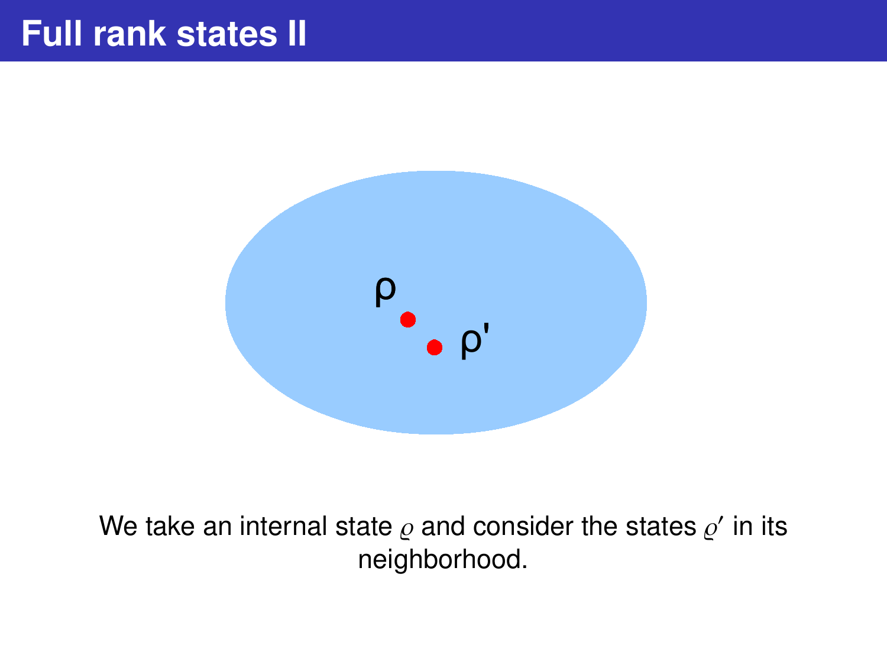# Full rank states II

ρ

ρ'

We take an internal state $\varrho$ and consider the states $\varrho'$ in its neighborhood.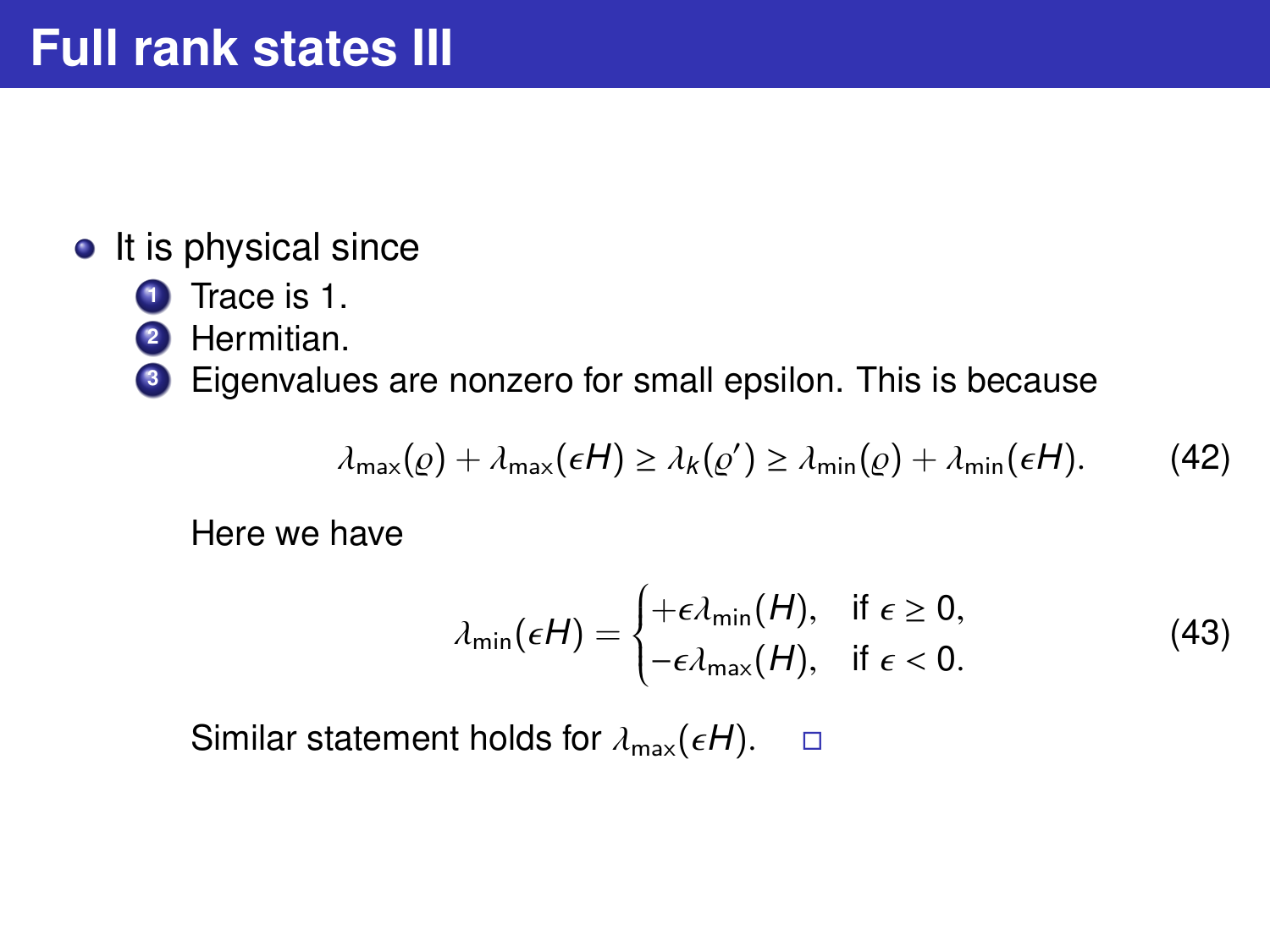## Full rank states III

- It is physical since
  1. Trace is 1.
  2. Hermitian.
  3. Eigenvalues are nonzero for small epsilon. This is because

$$\lambda_{\max}(\varrho) + \lambda_{\max}(\epsilon H) \geq \lambda_k(\varrho') \geq \lambda_{\min}(\varrho) + \lambda_{\min}(\epsilon H). \tag{42}$$

     Here we have

$$\lambda_{\min}(\epsilon H) = \begin{cases} +\epsilon\lambda_{\min}(H), & \text{if } \epsilon \geq 0, \\ -\epsilon\lambda_{\max}(H), & \text{if } \epsilon < 0. \end{cases} \tag{43}$$

     Similar statement holds for $\lambda_{\max}(\epsilon H)$. □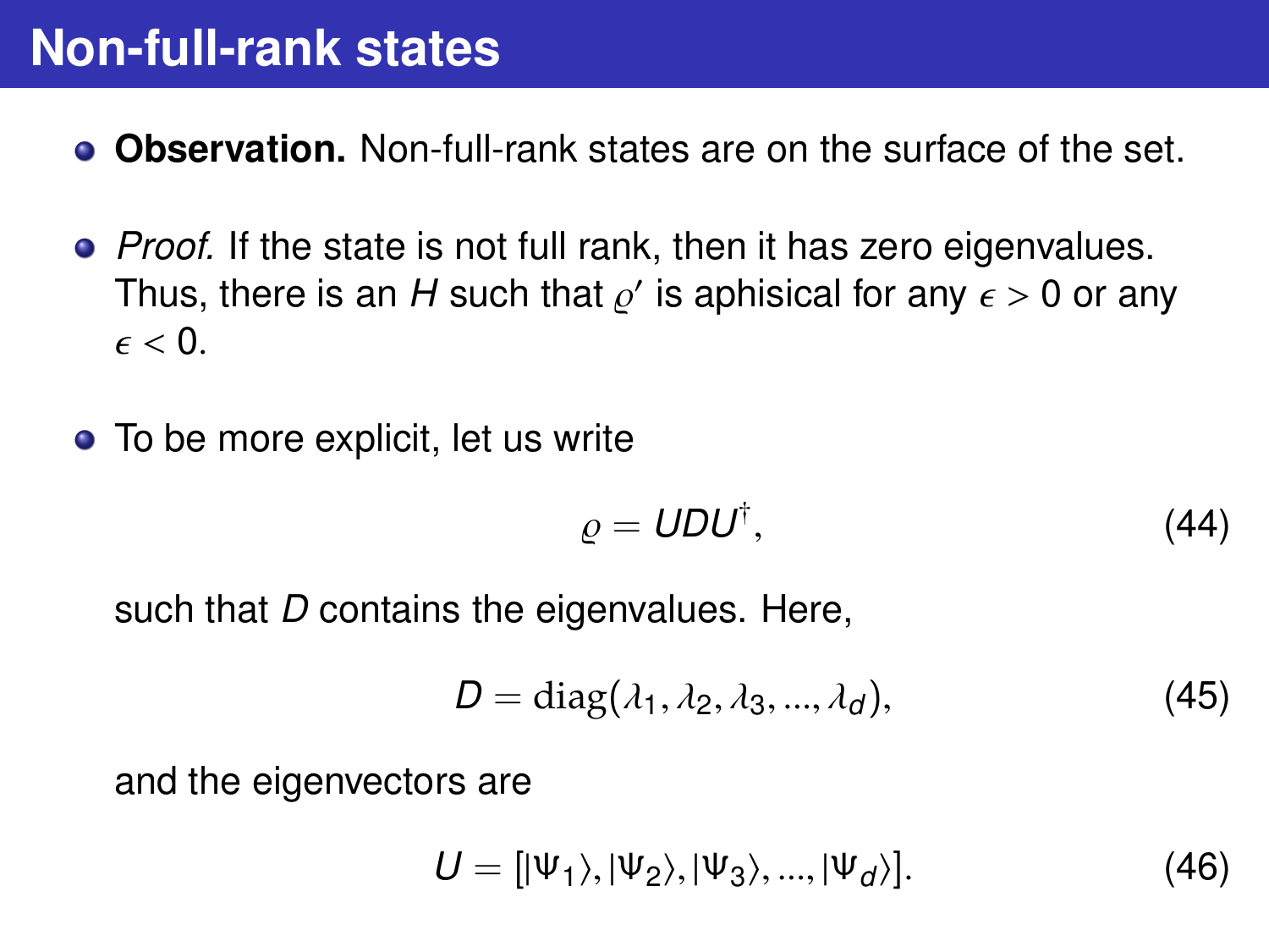# Non-full-rank states

- **Observation.** Non-full-rank states are on the surface of the set.

- *Proof.* If the state is not full rank, then it has zero eigenvalues. Thus, there is an $H$ such that $\varrho'$ is aphisical for any $\epsilon > 0$ or any $\epsilon < 0$.

- To be more explicit, let us write

$$\varrho = UDU^{\dagger}, \tag{44}$$

such that $D$ contains the eigenvalues. Here,

$$D = \mathrm{diag}(\lambda_1, \lambda_2, \lambda_3, ..., \lambda_d), \tag{45}$$

and the eigenvectors are

$$U = [|\Psi_1\rangle, |\Psi_2\rangle, |\Psi_3\rangle, ..., |\Psi_d\rangle]. \tag{46}$$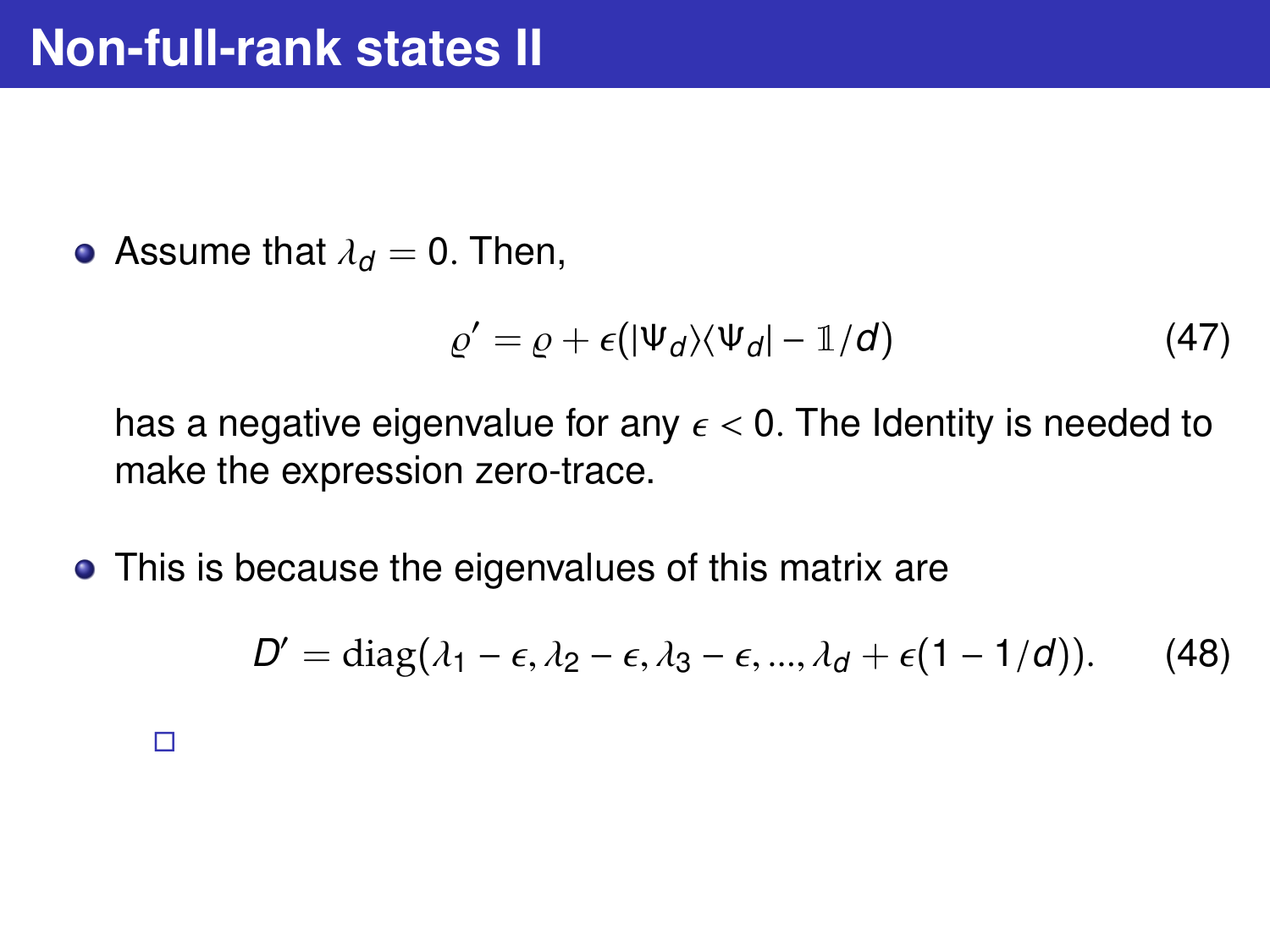# Non-full-rank states II

- Assume that $\lambda_d = 0$. Then,

$$\varrho' = \varrho + \epsilon(|\Psi_d\rangle\langle\Psi_d| - \mathbb{1}/d) \qquad (47)$$

  has a negative eigenvalue for any $\epsilon < 0$. The Identity is needed to make the expression zero-trace.

- This is because the eigenvalues of this matrix are

$$D' = \mathrm{diag}(\lambda_1 - \epsilon, \lambda_2 - \epsilon, \lambda_3 - \epsilon, ..., \lambda_d + \epsilon(1 - 1/d)). \qquad (48)$$

□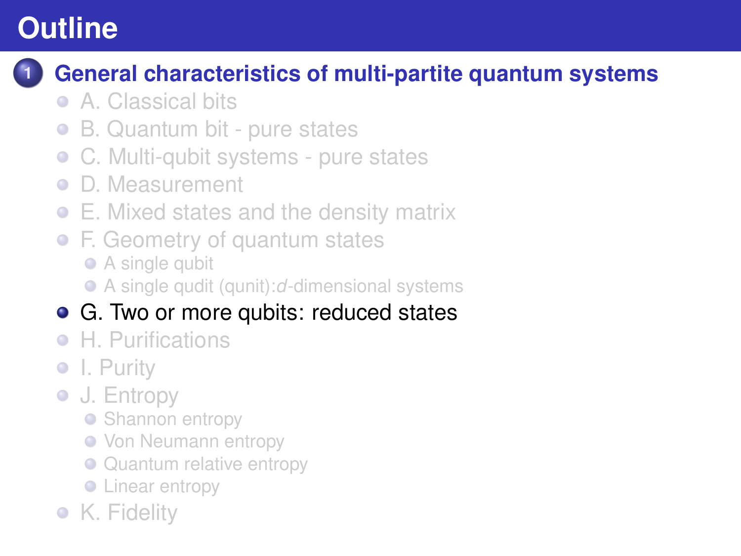# Outline

1. **General characteristics of multi-partite quantum systems**
   - A. Classical bits
   - B. Quantum bit - pure states
   - C. Multi-qubit systems - pure states
   - D. Measurement
   - E. Mixed states and the density matrix
   - F. Geometry of quantum states
     - A single qubit
     - A single qudit (qunit):$d$-dimensional systems
   - G. Two or more qubits: reduced states
   - H. Purifications
   - I. Purity
   - J. Entropy
     - Shannon entropy
     - Von Neumann entropy
     - Quantum relative entropy
     - Linear entropy
   - K. Fidelity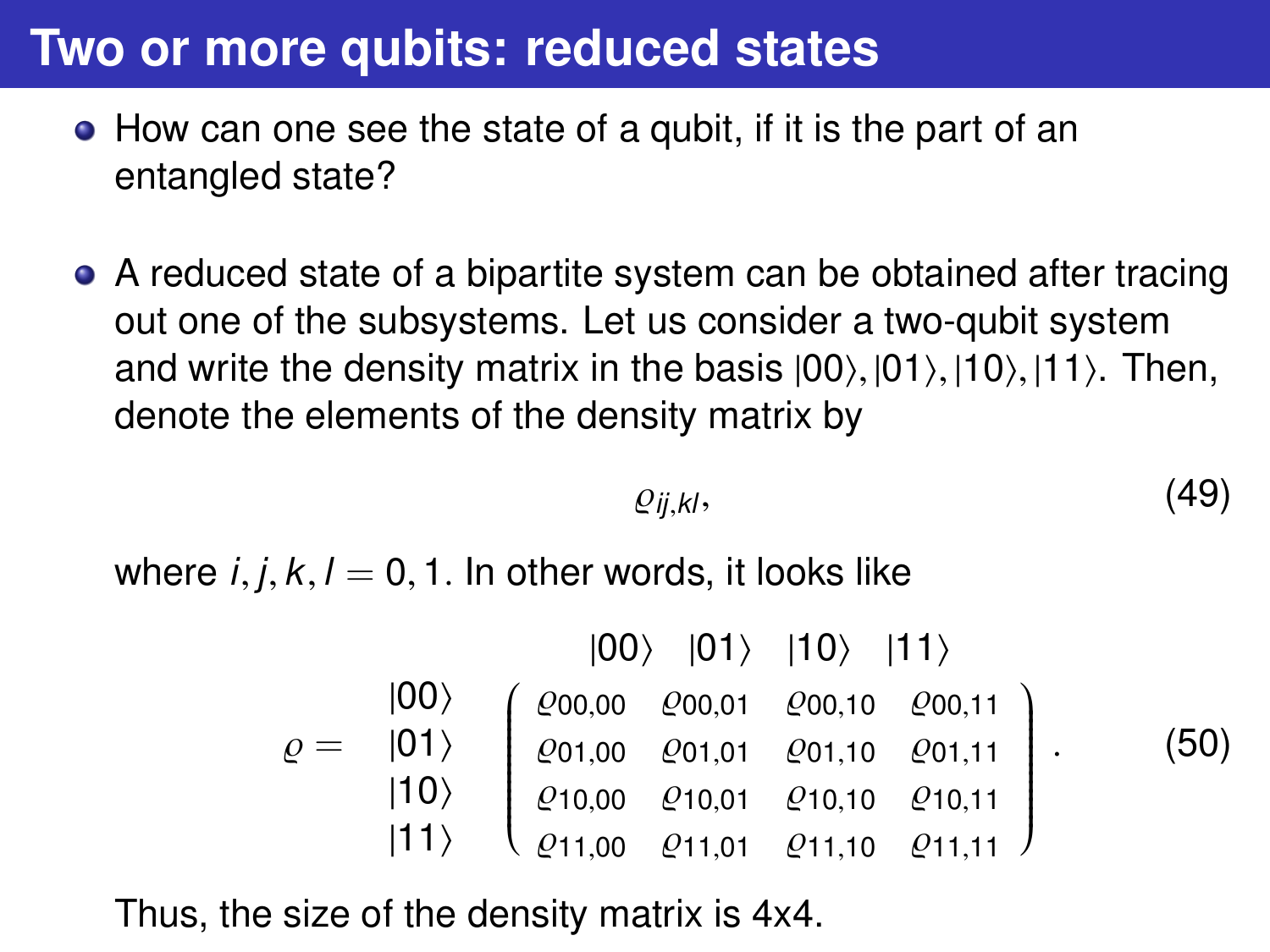# Two or more qubits: reduced states

- How can one see the state of a qubit, if it is the part of an entangled state?

- A reduced state of a bipartite system can be obtained after tracing out one of the subsystems. Let us consider a two-qubit system and write the density matrix in the basis $|00\rangle, |01\rangle, |10\rangle, |11\rangle$. Then, denote the elements of the density matrix by

$$\varrho_{ij,kl}, \tag{49}$$

  where $i, j, k, l = 0, 1$. In other words, it looks like

$$\varrho = \begin{array}{c} |00\rangle \\ |01\rangle \\ |10\rangle \\ |11\rangle \end{array} \overset{\begin{array}{cccc} |00\rangle & |01\rangle & |10\rangle & |11\rangle \end{array}}{\left( \begin{array}{cccc} \varrho_{00,00} & \varrho_{00,01} & \varrho_{00,10} & \varrho_{00,11} \\ \varrho_{01,00} & \varrho_{01,01} & \varrho_{01,10} & \varrho_{01,11} \\ \varrho_{10,00} & \varrho_{10,01} & \varrho_{10,10} & \varrho_{10,11} \\ \varrho_{11,00} & \varrho_{11,01} & \varrho_{11,10} & \varrho_{11,11} \end{array} \right)}. \tag{50}$$

  Thus, the size of the density matrix is 4x4.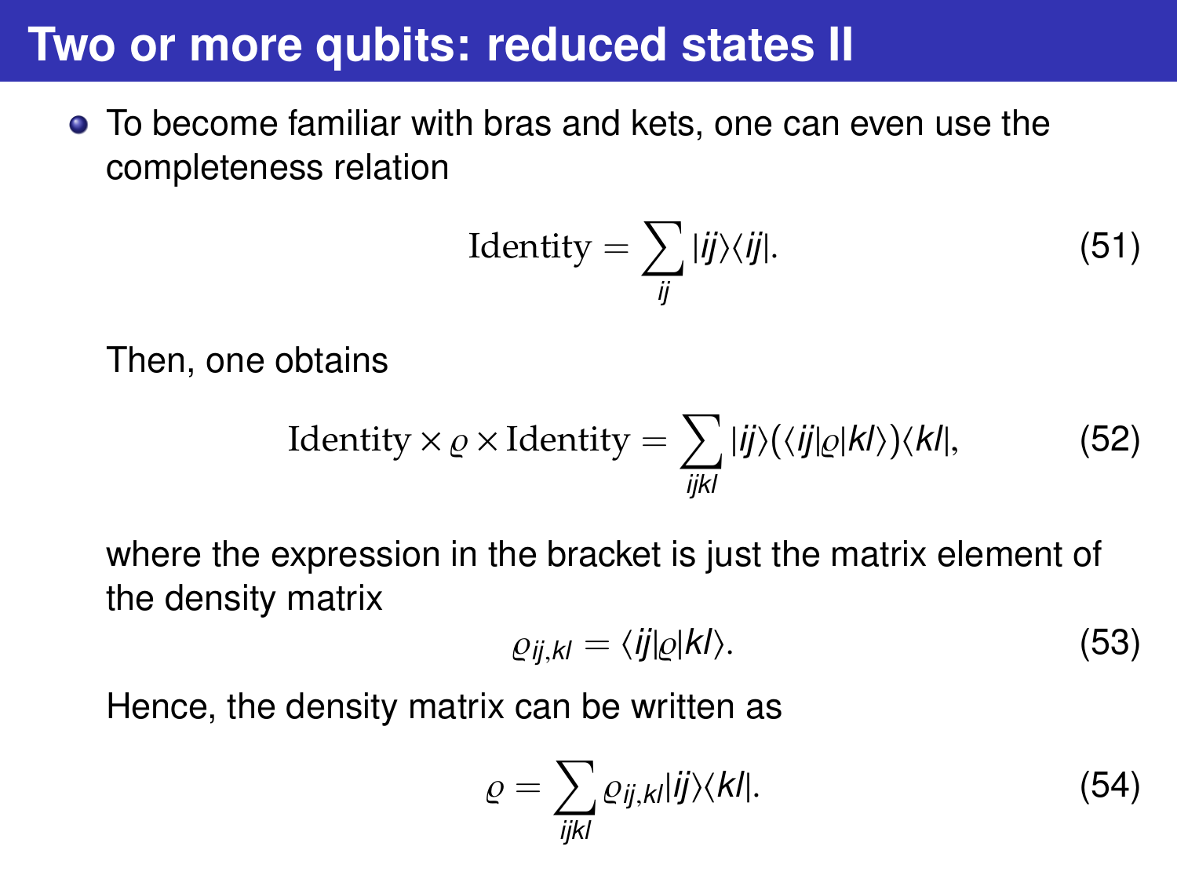# Two or more qubits: reduced states II

- To become familiar with bras and kets, one can even use the completeness relation

$$\text{Identity} = \sum_{ij} |ij\rangle\langle ij|. \tag{51}$$

Then, one obtains

$$\text{Identity} \times \varrho \times \text{Identity} = \sum_{ijkl} |ij\rangle(\langle ij|\varrho|kl\rangle)\langle kl|, \tag{52}$$

where the expression in the bracket is just the matrix element of the density matrix

$$\varrho_{ij,kl} = \langle ij|\varrho|kl\rangle. \tag{53}$$

Hence, the density matrix can be written as

$$\varrho = \sum_{ijkl} \varrho_{ij,kl}|ij\rangle\langle kl|. \tag{54}$$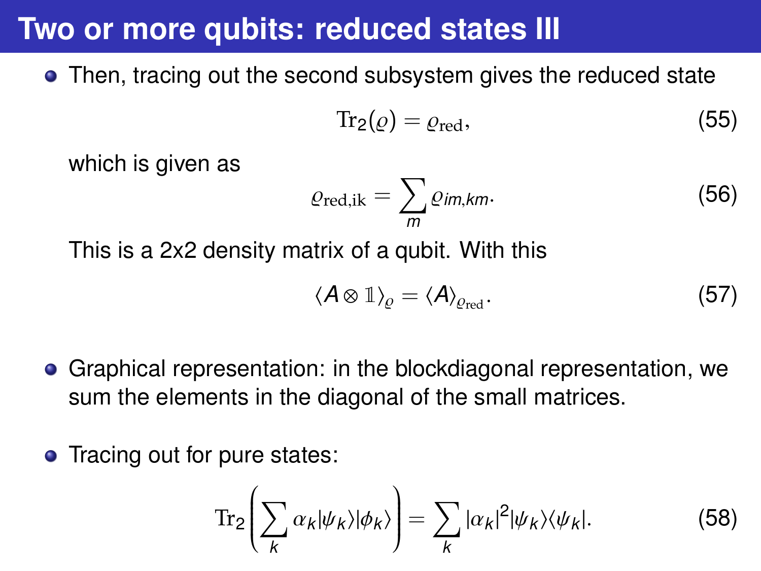# Two or more qubits: reduced states III

- Then, tracing out the second subsystem gives the reduced state

$$\mathrm{Tr}_2(\varrho) = \varrho_{\mathrm{red}}, \tag{55}$$

  which is given as

$$\varrho_{\mathrm{red,ik}} = \sum_m \varrho_{im,km}. \tag{56}$$

  This is a 2x2 density matrix of a qubit. With this

$$\langle A \otimes \mathbb{1} \rangle_\varrho = \langle A \rangle_{\varrho_{\mathrm{red}}}. \tag{57}$$

- Graphical representation: in the blockdiagonal representation, we sum the elements in the diagonal of the small matrices.

- Tracing out for pure states:

$$\mathrm{Tr}_2\left(\sum_k \alpha_k |\psi_k\rangle|\phi_k\rangle\right) = \sum_k |\alpha_k|^2 |\psi_k\rangle\langle\psi_k|. \tag{58}$$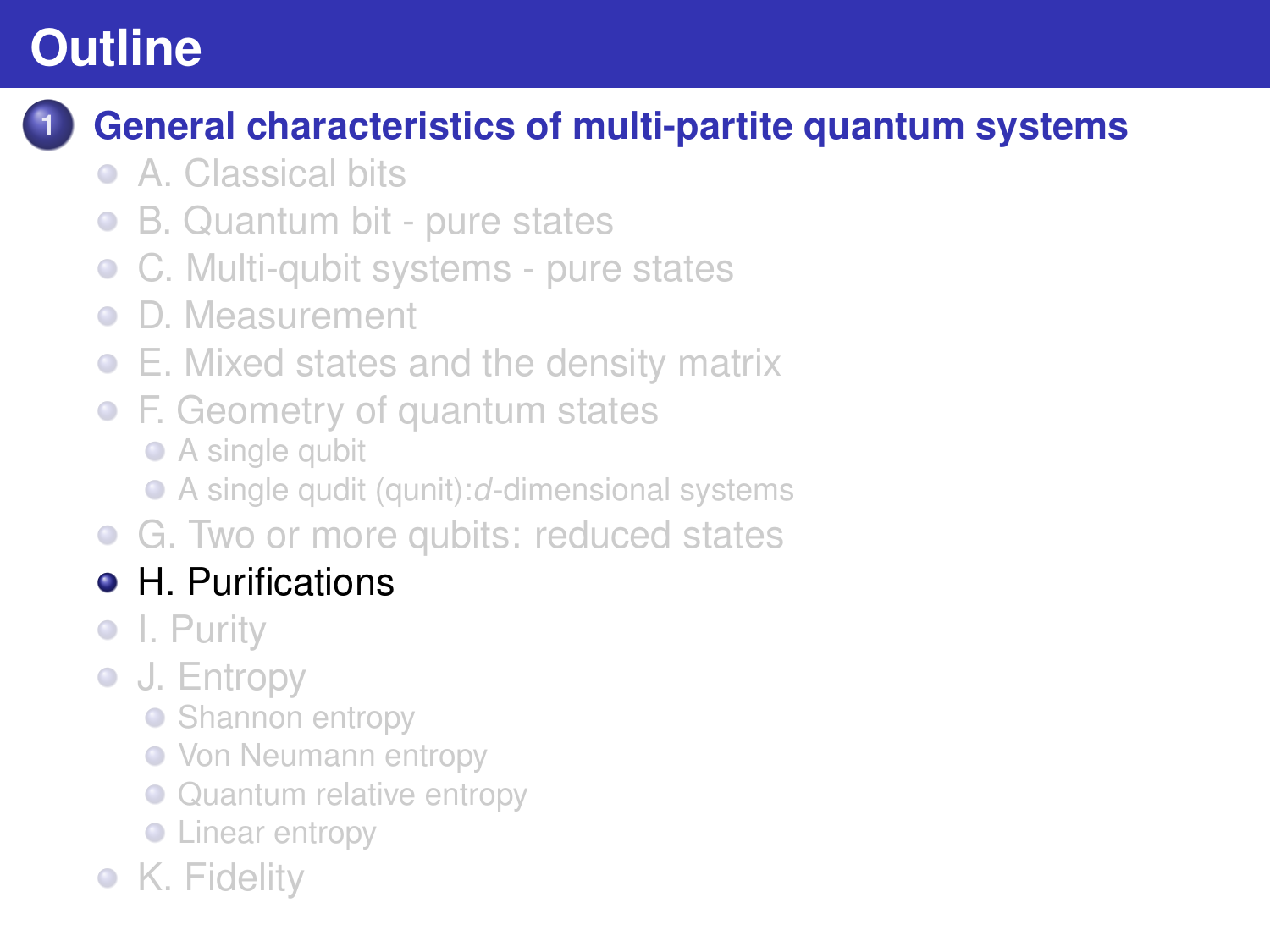# Outline

1. **General characteristics of multi-partite quantum systems**
   - A. Classical bits
   - B. Quantum bit - pure states
   - C. Multi-qubit systems - pure states
   - D. Measurement
   - E. Mixed states and the density matrix
   - F. Geometry of quantum states
     - A single qubit
     - A single qudit (qunit):$d$-dimensional systems
   - G. Two or more qubits: reduced states
   - **H. Purifications**
   - I. Purity
   - J. Entropy
     - Shannon entropy
     - Von Neumann entropy
     - Quantum relative entropy
     - Linear entropy
   - K. Fidelity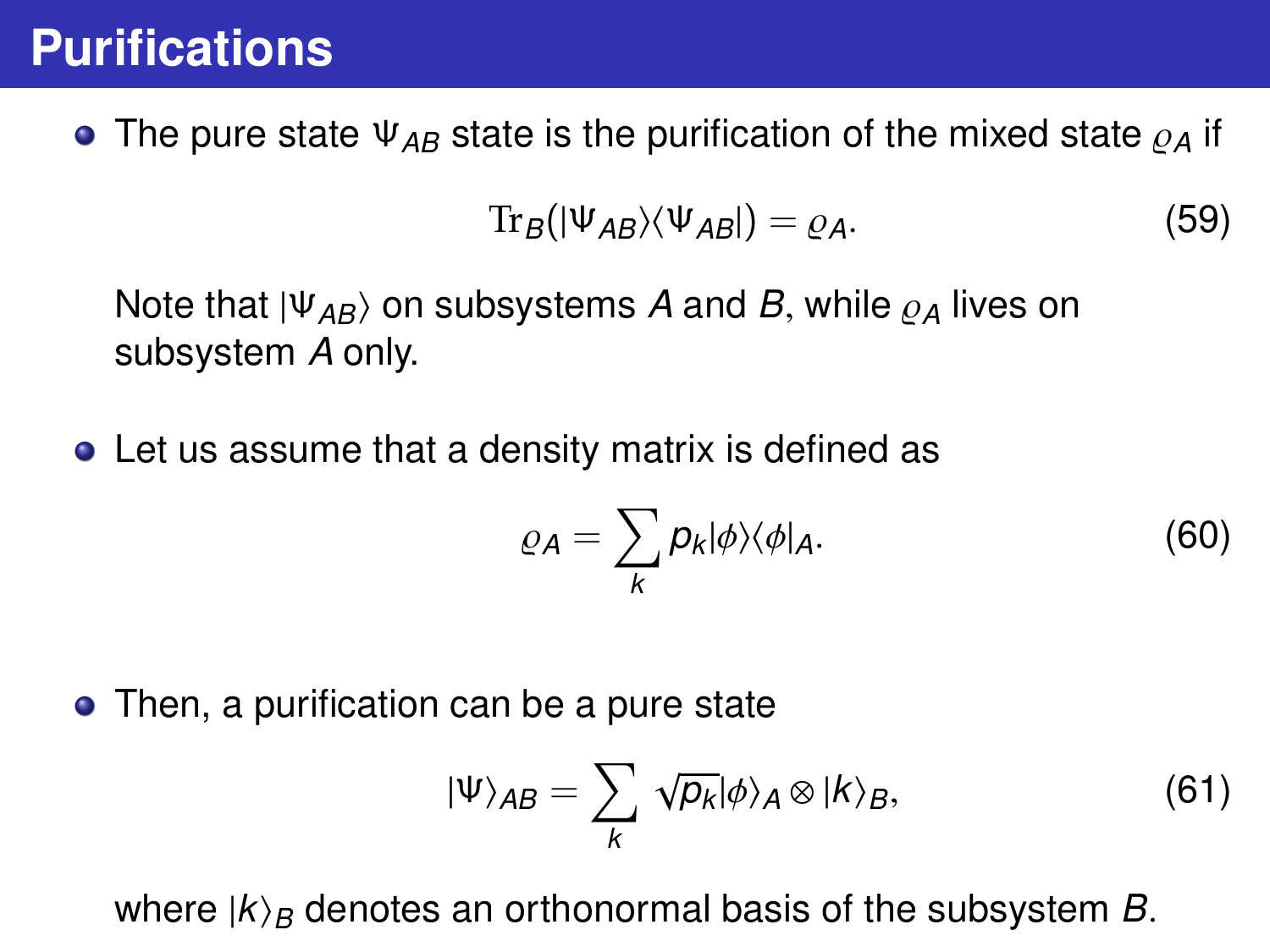# Purifications

- The pure state $\Psi_{AB}$ state is the purification of the mixed state $\varrho_A$ if

$$\mathrm{Tr}_B(|\Psi_{AB}\rangle\langle\Psi_{AB}|) = \varrho_A. \tag{59}$$

  Note that $|\Psi_{AB}\rangle$ on subsystems $A$ and $B$, while $\varrho_A$ lives on subsystem $A$ only.

- Let us assume that a density matrix is defined as

$$\varrho_A = \sum_k p_k |\phi\rangle\langle\phi|_A. \tag{60}$$

- Then, a purification can be a pure state

$$|\Psi\rangle_{AB} = \sum_k \sqrt{p_k}|\phi\rangle_A \otimes |k\rangle_B, \tag{61}$$

  where $|k\rangle_B$ denotes an orthonormal basis of the subsystem $B$.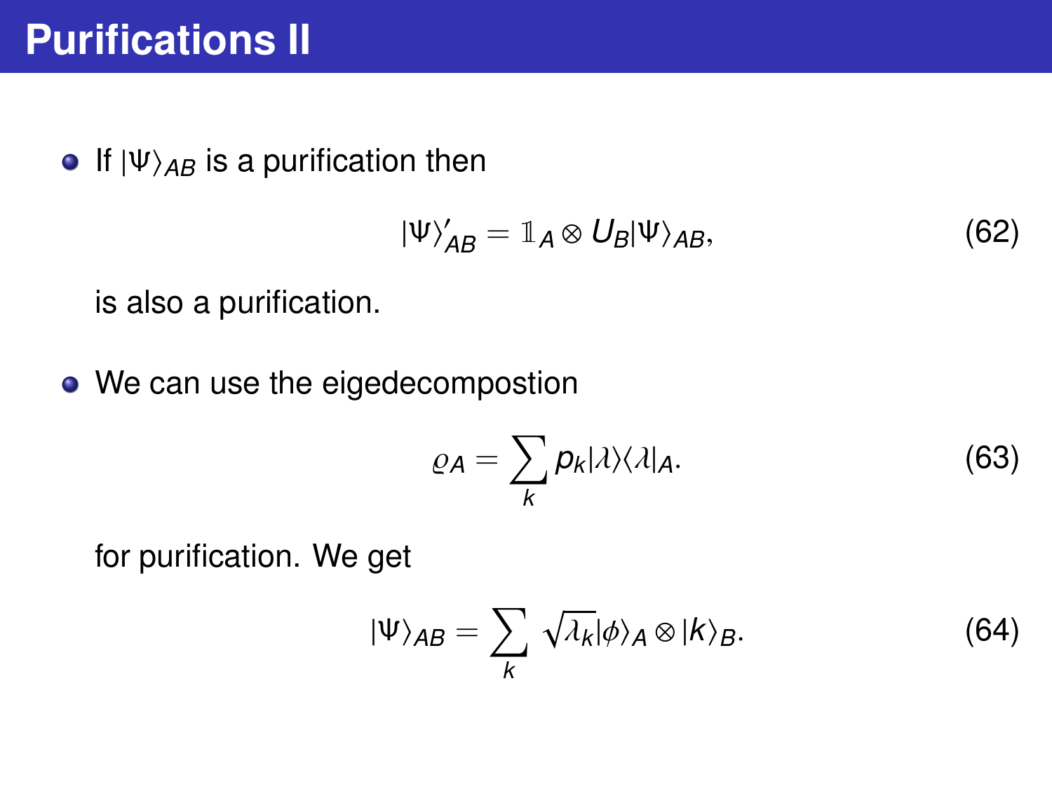# Purifications II

- If $|\Psi\rangle_{AB}$ is a purification then

$$|\Psi\rangle'_{AB} = \mathbb{1}_A \otimes U_B |\Psi\rangle_{AB}, \tag{62}$$

  is also a purification.

- We can use the eigedecompostion

$$\varrho_A = \sum_k p_k |\lambda\rangle\langle\lambda|_A. \tag{63}$$

  for purification. We get

$$|\Psi\rangle_{AB} = \sum_k \sqrt{\lambda_k} |\phi\rangle_A \otimes |k\rangle_B. \tag{64}$$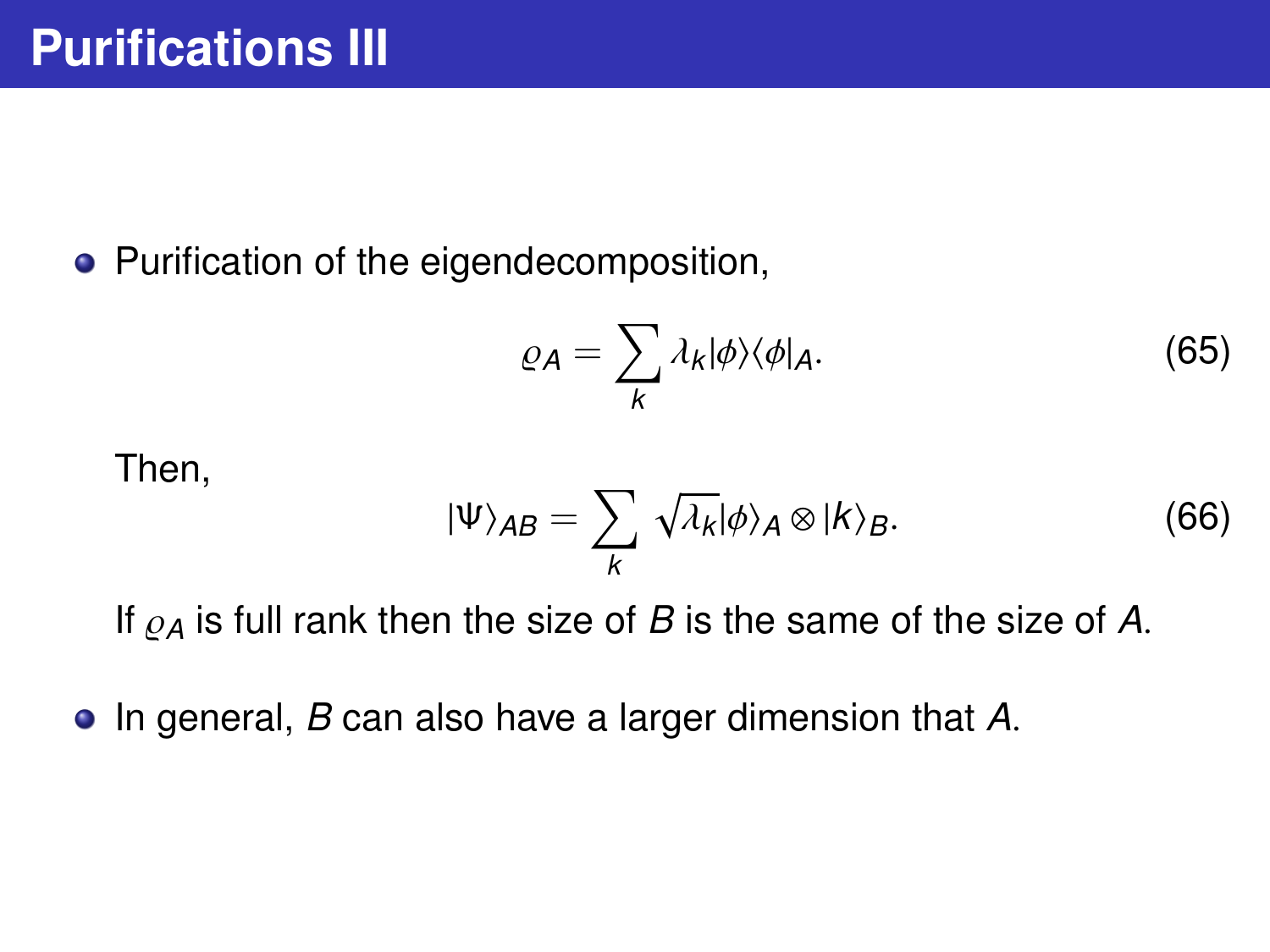# Purifications III

- Purification of the eigendecomposition,

$$\varrho_A = \sum_k \lambda_k |\phi\rangle\langle\phi|_A. \tag{65}$$

Then,

$$|\Psi\rangle_{AB} = \sum_k \sqrt{\lambda_k} |\phi\rangle_A \otimes |k\rangle_B. \tag{66}$$

If $\varrho_A$ is full rank then the size of $B$ is the same of the size of $A$.

- In general, $B$ can also have a larger dimension that $A$.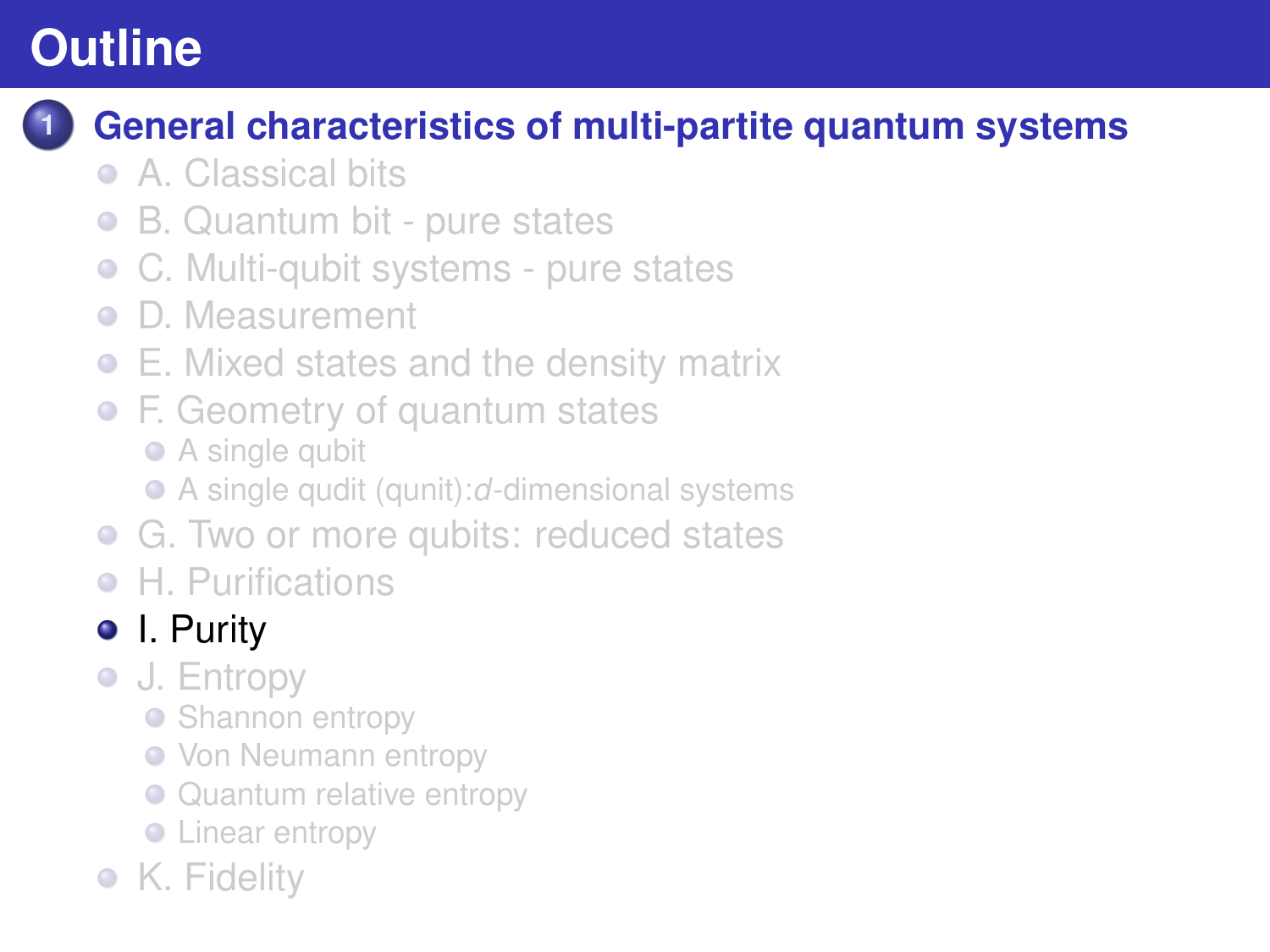# Outline

## 1 General characteristics of multi-partite quantum systems

- A. Classical bits
- B. Quantum bit - pure states
- C. Multi-qubit systems - pure states
- D. Measurement
- E. Mixed states and the density matrix
- F. Geometry of quantum states
  - A single qubit
  - A single qudit (qunit): $d$-dimensional systems
- G. Two or more qubits: reduced states
- H. Purifications
- **I. Purity**
- J. Entropy
  - Shannon entropy
  - Von Neumann entropy
  - Quantum relative entropy
  - Linear entropy
- K. Fidelity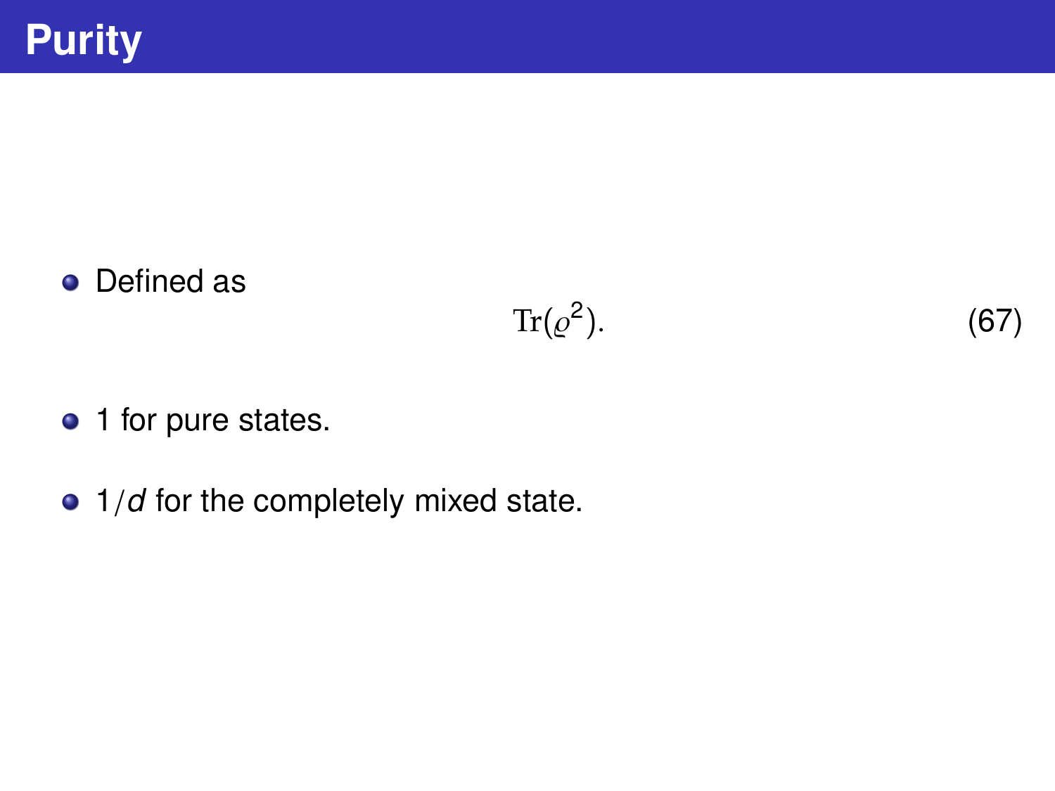# Purity

- Defined as

$$\mathrm{Tr}(\varrho^2). \tag{67}$$

- 1 for pure states.
- $1/d$ for the completely mixed state.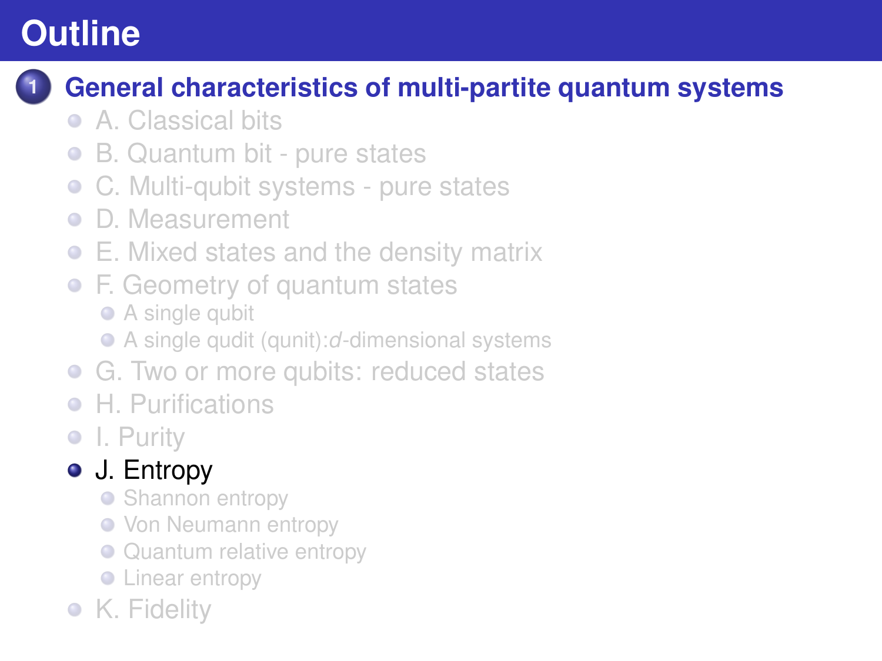# Outline

1. **General characteristics of multi-partite quantum systems**
   - A. Classical bits
   - B. Quantum bit - pure states
   - C. Multi-qubit systems - pure states
   - D. Measurement
   - E. Mixed states and the density matrix
   - F. Geometry of quantum states
     - A single qubit
     - A single qudit (qunit): *d*-dimensional systems
   - G. Two or more qubits: reduced states
   - H. Purifications
   - I. Purity
   - J. Entropy
     - Shannon entropy
     - Von Neumann entropy
     - Quantum relative entropy
     - Linear entropy
   - K. Fidelity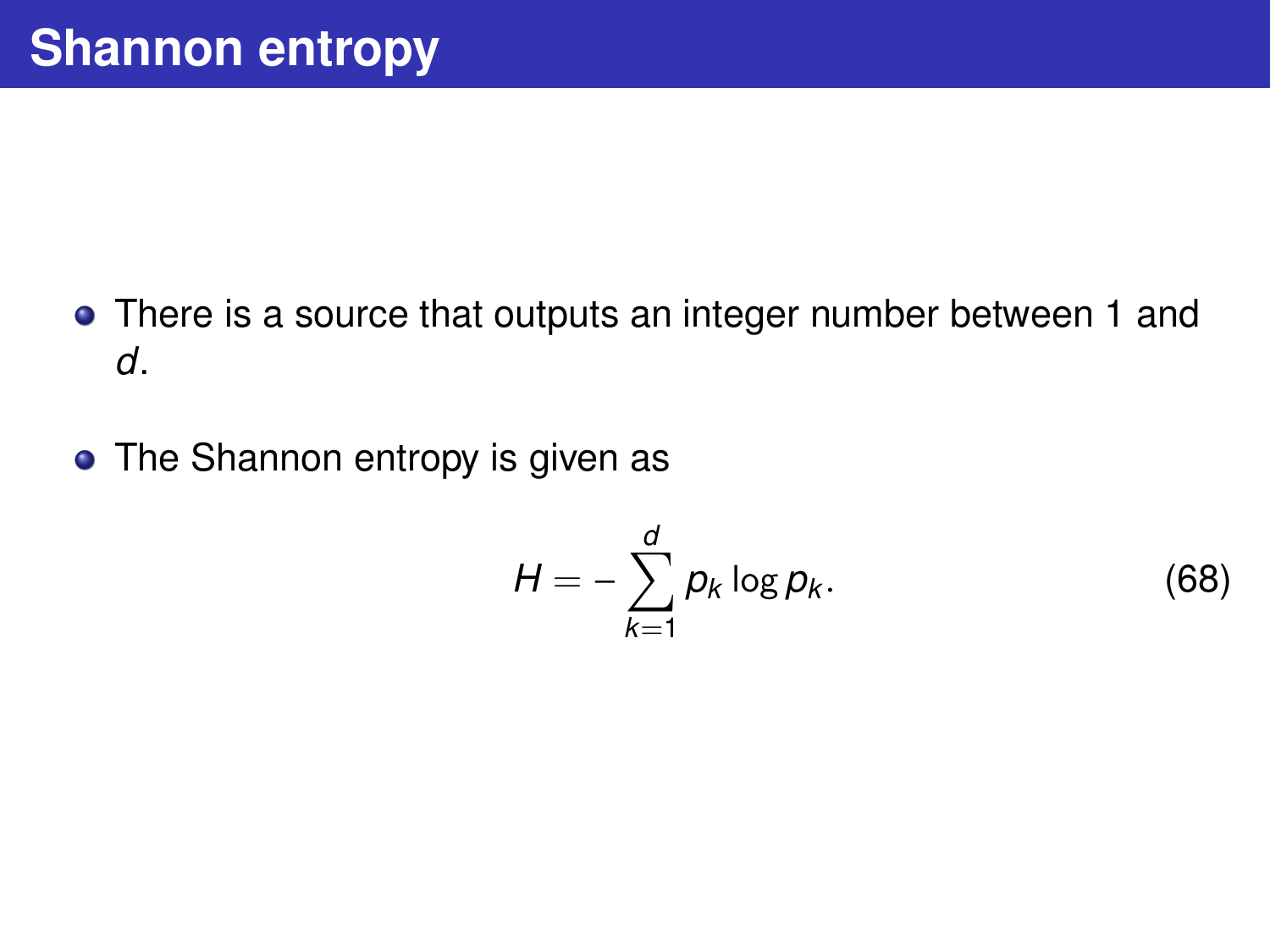# Shannon entropy

- There is a source that outputs an integer number between 1 and $d$.
- The Shannon entropy is given as

$$H = -\sum_{k=1}^{d} p_k \log p_k. \tag{68}$$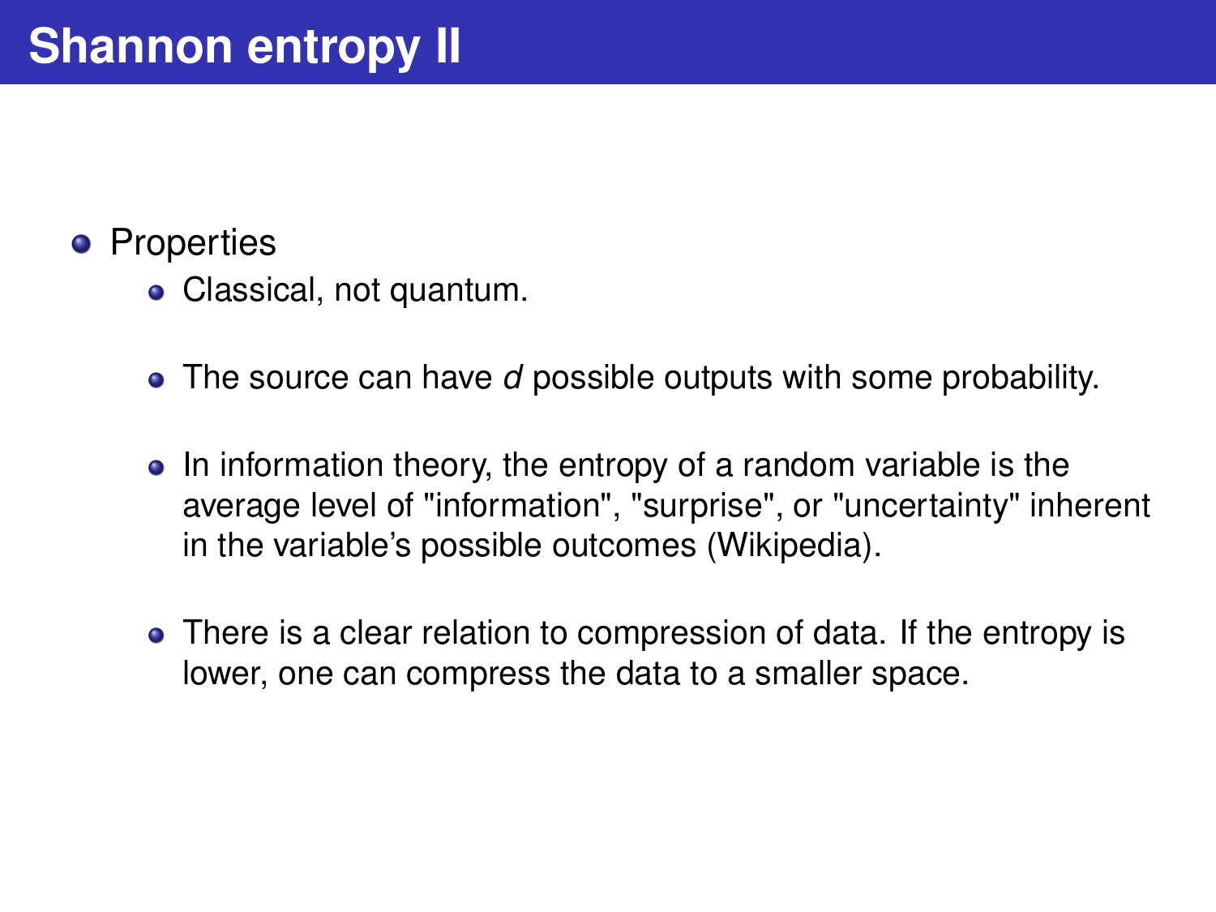# Shannon entropy II

- Properties
  - Classical, not quantum.
  - The source can have $d$ possible outputs with some probability.
  - In information theory, the entropy of a random variable is the average level of "information", "surprise", or "uncertainty" inherent in the variable's possible outcomes (Wikipedia).
  - There is a clear relation to compression of data. If the entropy is lower, one can compress the data to a smaller space.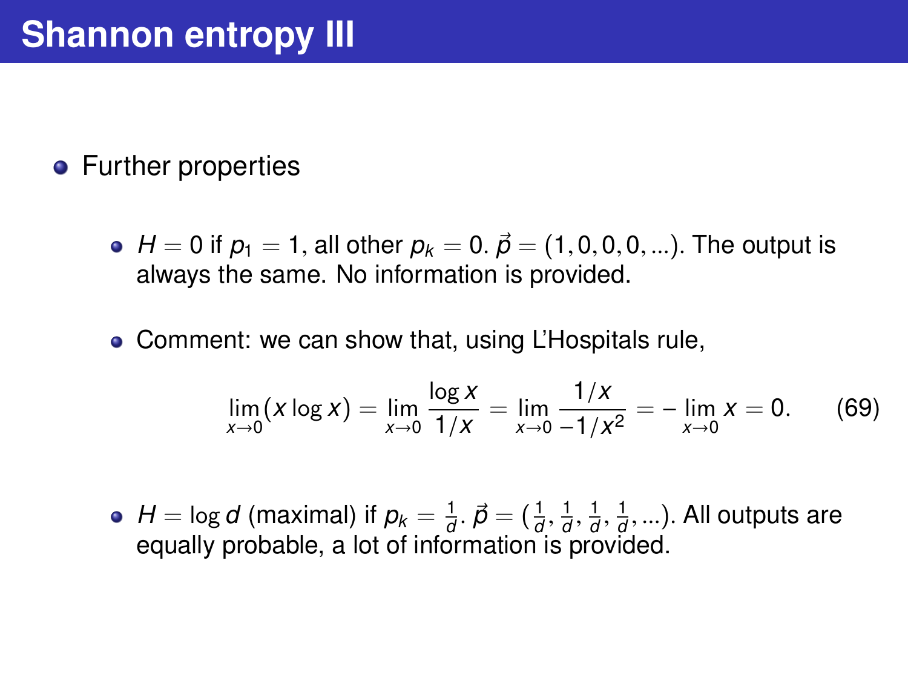# Shannon entropy III

- Further properties
  - $H = 0$ if $p_1 = 1$, all other $p_k = 0$. $\vec{p} = (1, 0, 0, 0, ...)$. The output is always the same. No information is provided.
  - Comment: we can show that, using L'Hospitals rule,

$$\lim_{x \to 0}(x \log x) = \lim_{x \to 0} \frac{\log x}{1/x} = \lim_{x \to 0} \frac{1/x}{-1/x^2} = -\lim_{x \to 0} x = 0. \tag{69}$$

  - $H = \log d$ (maximal) if $p_k = \frac{1}{d}$. $\vec{p} = (\frac{1}{d}, \frac{1}{d}, \frac{1}{d}, \frac{1}{d}, ...)$. All outputs are equally probable, a lot of information is provided.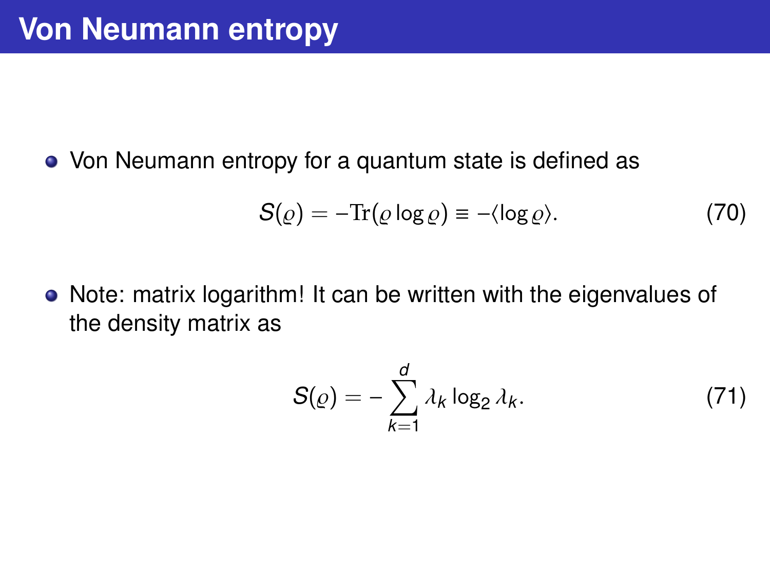# Von Neumann entropy

- Von Neumann entropy for a quantum state is defined as

$$S(\varrho) = -\mathrm{Tr}(\varrho \log \varrho) \equiv -\langle \log \varrho \rangle. \tag{70}$$

- Note: matrix logarithm! It can be written with the eigenvalues of the density matrix as

$$S(\varrho) = -\sum_{k=1}^{d} \lambda_k \log_2 \lambda_k. \tag{71}$$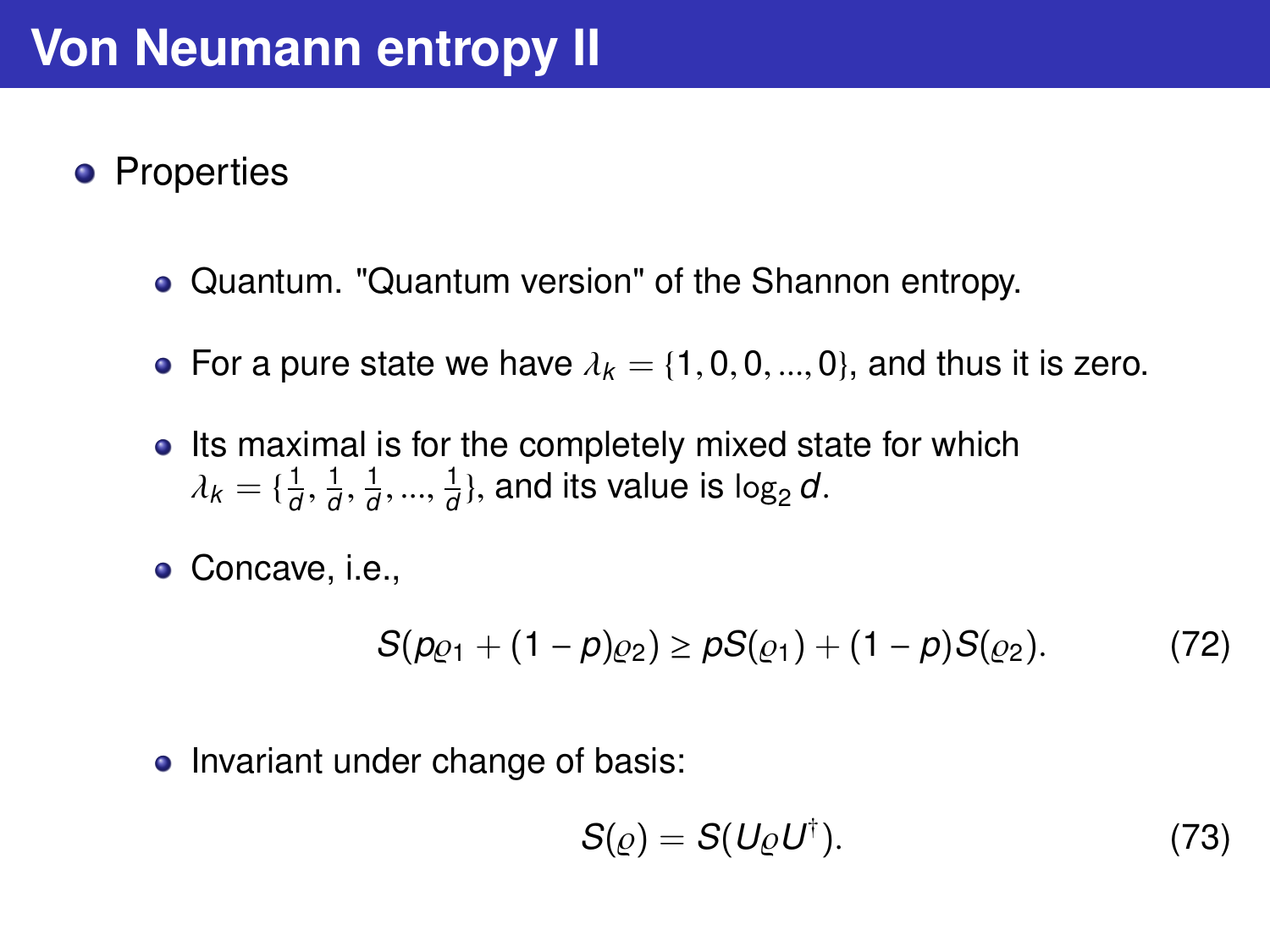# Von Neumann entropy II

- Properties
  - Quantum. "Quantum version" of the Shannon entropy.
  - For a pure state we have $\lambda_k = \{1, 0, 0, ..., 0\}$, and thus it is zero.
  - Its maximal is for the completely mixed state for which $\lambda_k = \{\frac{1}{d}, \frac{1}{d}, \frac{1}{d}, ..., \frac{1}{d}\}$, and its value is $\log_2 d$.
  - Concave, i.e.,

$$S(p\varrho_1 + (1-p)\varrho_2) \geq pS(\varrho_1) + (1-p)S(\varrho_2). \tag{72}$$

  - Invariant under change of basis:

$$S(\varrho) = S(U\varrho U^\dagger). \tag{73}$$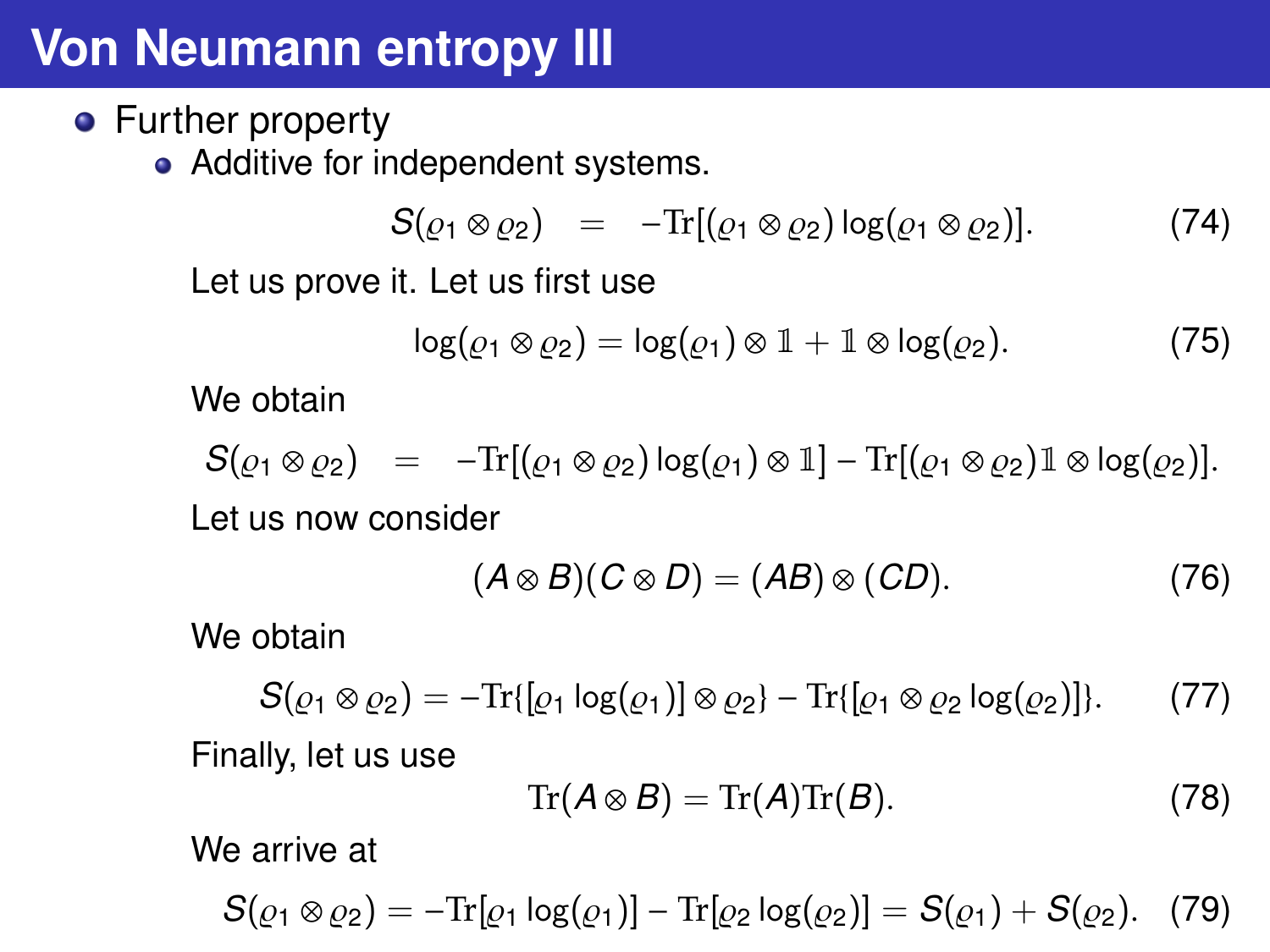# Von Neumann entropy III

- Further property
  - Additive for independent systems.

$$S(\varrho_1 \otimes \varrho_2) \quad = \quad -\mathrm{Tr}[(\varrho_1 \otimes \varrho_2)\log(\varrho_1 \otimes \varrho_2)]. \tag{74}$$

Let us prove it. Let us first use

$$\log(\varrho_1 \otimes \varrho_2) = \log(\varrho_1) \otimes \mathbb{1} + \mathbb{1} \otimes \log(\varrho_2). \tag{75}$$

We obtain

$$S(\varrho_1 \otimes \varrho_2) \quad = \quad -\mathrm{Tr}[(\varrho_1 \otimes \varrho_2)\log(\varrho_1) \otimes \mathbb{1}] - \mathrm{Tr}[(\varrho_1 \otimes \varrho_2)\mathbb{1} \otimes \log(\varrho_2)].$$

Let us now consider

$$(A \otimes B)(C \otimes D) = (AB) \otimes (CD). \tag{76}$$

We obtain

$$S(\varrho_1 \otimes \varrho_2) = -\mathrm{Tr}\{[\varrho_1 \log(\varrho_1)] \otimes \varrho_2\} - \mathrm{Tr}\{[\varrho_1 \otimes \varrho_2 \log(\varrho_2)]\}. \tag{77}$$

Finally, let us use

$$\mathrm{Tr}(A \otimes B) = \mathrm{Tr}(A)\mathrm{Tr}(B). \tag{78}$$

We arrive at

$$S(\varrho_1 \otimes \varrho_2) = -\mathrm{Tr}[\varrho_1 \log(\varrho_1)] - \mathrm{Tr}[\varrho_2 \log(\varrho_2)] = S(\varrho_1) + S(\varrho_2). \tag{79}$$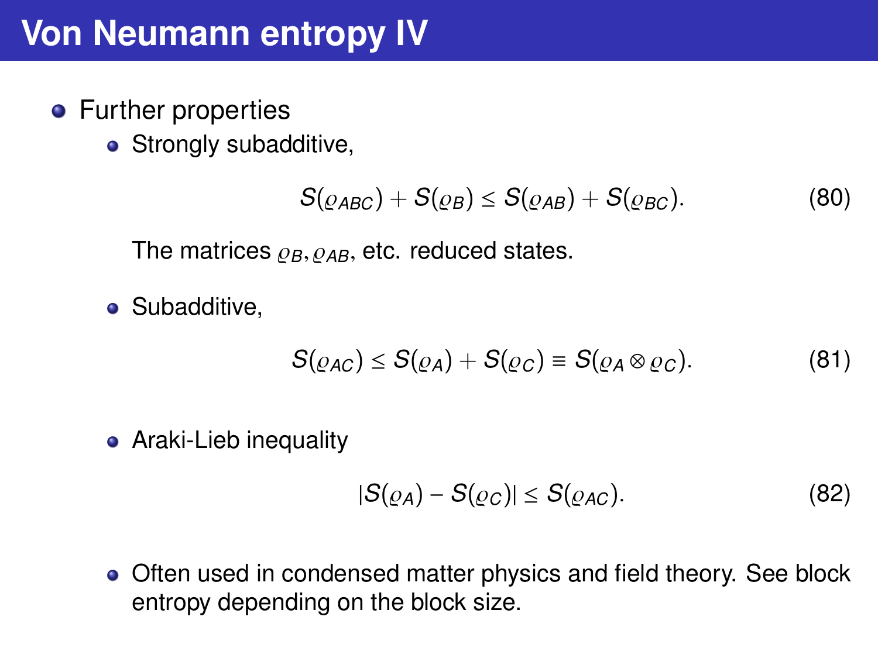# Von Neumann entropy IV

- Further properties
  - Strongly subadditive,

$$S(\varrho_{ABC}) + S(\varrho_B) \leq S(\varrho_{AB}) + S(\varrho_{BC}). \tag{80}$$

    The matrices $\varrho_B, \varrho_{AB}$, etc. reduced states.

  - Subadditive,

$$S(\varrho_{AC}) \leq S(\varrho_A) + S(\varrho_C) \equiv S(\varrho_A \otimes \varrho_C). \tag{81}$$

  - Araki-Lieb inequality

$$|S(\varrho_A) - S(\varrho_C)| \leq S(\varrho_{AC}). \tag{82}$$

  - Often used in condensed matter physics and field theory. See block entropy depending on the block size.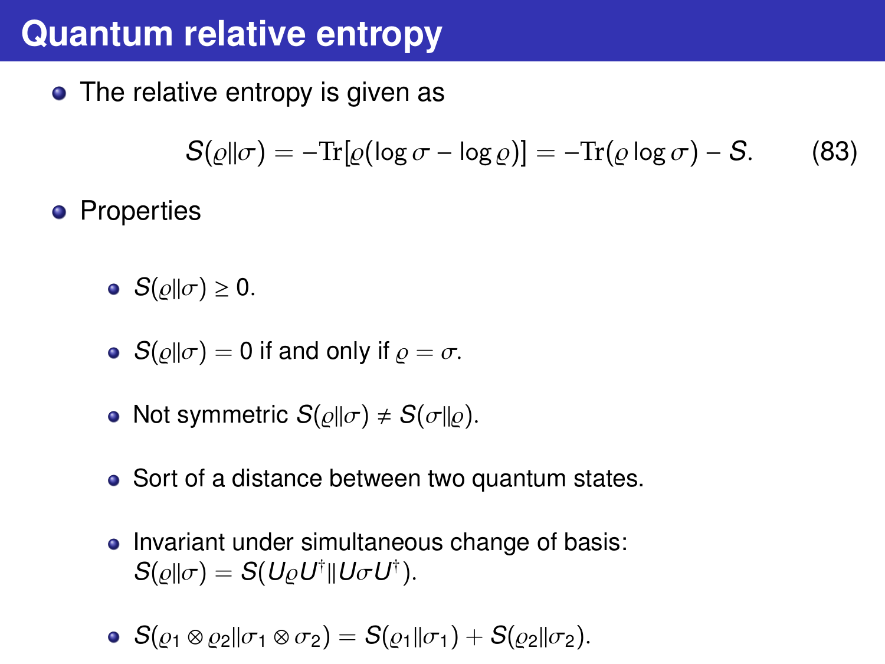# Quantum relative entropy

- The relative entropy is given as

$$S(\varrho\|\sigma) = -\mathrm{Tr}[\varrho(\log\sigma - \log\varrho)] = -\mathrm{Tr}(\varrho\log\sigma) - S. \tag{83}$$

- Properties
  - $S(\varrho\|\sigma) \geq 0$.
  - $S(\varrho\|\sigma) = 0$ if and only if $\varrho = \sigma$.
  - Not symmetric $S(\varrho\|\sigma) \neq S(\sigma\|\varrho)$.
  - Sort of a distance between two quantum states.
  - Invariant under simultaneous change of basis:
    $S(\varrho\|\sigma) = S(U\varrho U^\dagger\|U\sigma U^\dagger)$.
  - $S(\varrho_1 \otimes \varrho_2\|\sigma_1 \otimes \sigma_2) = S(\varrho_1\|\sigma_1) + S(\varrho_2\|\sigma_2)$.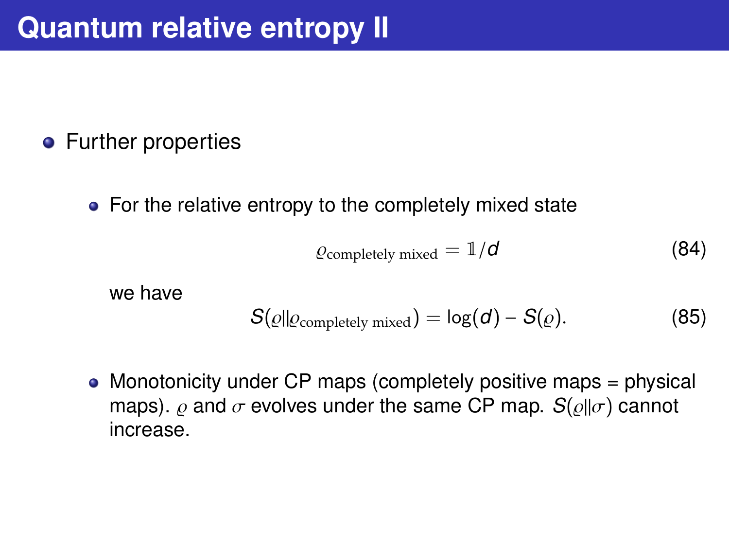# Quantum relative entropy II

- Further properties
  - For the relative entropy to the completely mixed state

$$\varrho_{\text{completely mixed}} = \mathbb{1}/d \tag{84}$$

    we have

$$S(\varrho \| \varrho_{\text{completely mixed}}) = \log(d) - S(\varrho). \tag{85}$$

  - Monotonicity under CP maps (completely positive maps = physical maps). $\varrho$ and $\sigma$ evolves under the same CP map. $S(\varrho\|\sigma)$ cannot increase.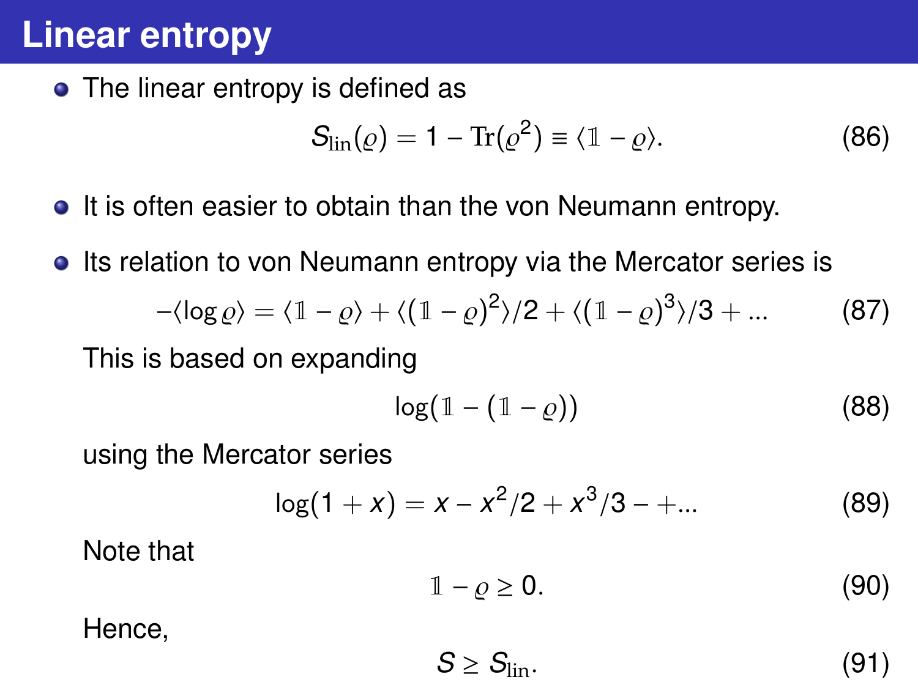# Linear entropy

- The linear entropy is defined as

$$S_{\mathrm{lin}}(\varrho) = 1 - \mathrm{Tr}(\varrho^2) \equiv \langle \mathbb{1} - \varrho \rangle. \tag{86}$$

- It is often easier to obtain than the von Neumann entropy.

- Its relation to von Neumann entropy via the Mercator series is

$$-\langle \log \varrho \rangle = \langle \mathbb{1} - \varrho \rangle + \langle (\mathbb{1} - \varrho)^2 \rangle / 2 + \langle (\mathbb{1} - \varrho)^3 \rangle / 3 + ... \tag{87}$$

  This is based on expanding

$$\log(\mathbb{1} - (\mathbb{1} - \varrho)) \tag{88}$$

  using the Mercator series

$$\log(1 + x) = x - x^2/2 + x^3/3 - + ... \tag{89}$$

  Note that

$$\mathbb{1} - \varrho \geq 0. \tag{90}$$

  Hence,

$$S \geq S_{\mathrm{lin}}. \tag{91}$$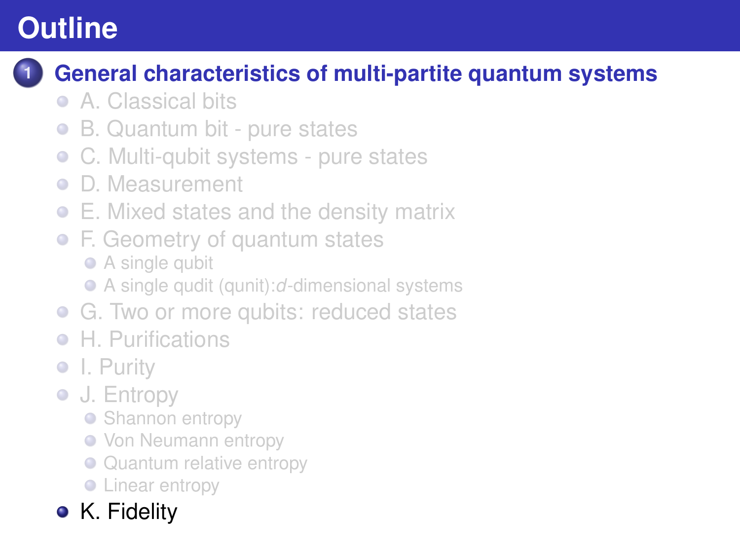# Outline

1. **General characteristics of multi-partite quantum systems**
   - A. Classical bits
   - B. Quantum bit - pure states
   - C. Multi-qubit systems - pure states
   - D. Measurement
   - E. Mixed states and the density matrix
   - F. Geometry of quantum states
     - A single qubit
     - A single qudit (qunit):*d*-dimensional systems
   - G. Two or more qubits: reduced states
   - H. Purifications
   - I. Purity
   - J. Entropy
     - Shannon entropy
     - Von Neumann entropy
     - Quantum relative entropy
     - Linear entropy
   - K. Fidelity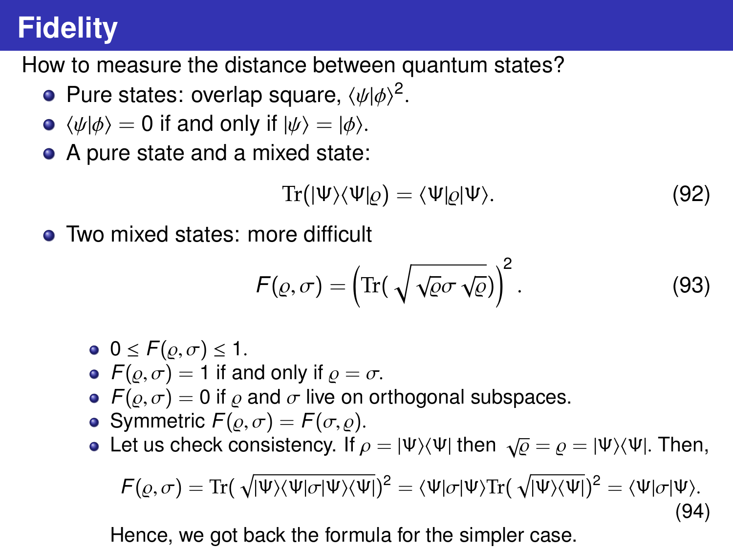# Fidelity

How to measure the distance between quantum states?

- Pure states: overlap square, $\langle\psi|\phi\rangle^2$.
- $\langle\psi|\phi\rangle = 0$ if and only if $|\psi\rangle = |\phi\rangle$.
- A pure state and a mixed state:

$$\mathrm{Tr}(|\Psi\rangle\langle\Psi|\varrho) = \langle\Psi|\varrho|\Psi\rangle. \tag{92}$$

- Two mixed states: more difficult

$$F(\varrho,\sigma) = \left(\mathrm{Tr}(\sqrt{\sqrt{\varrho}\sigma\sqrt{\varrho}})\right)^2. \tag{93}$$

  - $0 \leq F(\varrho,\sigma) \leq 1$.
  - $F(\varrho,\sigma) = 1$ if and only if $\varrho = \sigma$.
  - $F(\varrho,\sigma) = 0$ if $\varrho$ and $\sigma$ live on orthogonal subspaces.
  - Symmetric $F(\varrho,\sigma) = F(\sigma,\varrho)$.
  - Let us check consistency. If $\rho = |\Psi\rangle\langle\Psi|$ then $\sqrt{\varrho} = \varrho = |\Psi\rangle\langle\Psi|$. Then,

$$F(\varrho,\sigma) = \mathrm{Tr}(\sqrt{|\Psi\rangle\langle\Psi|\sigma|\Psi\rangle\langle\Psi|})^2 = \langle\Psi|\sigma|\Psi\rangle\mathrm{Tr}(\sqrt{|\Psi\rangle\langle\Psi|})^2 = \langle\Psi|\sigma|\Psi\rangle. \tag{94}$$

Hence, we got back the formula for the simpler case.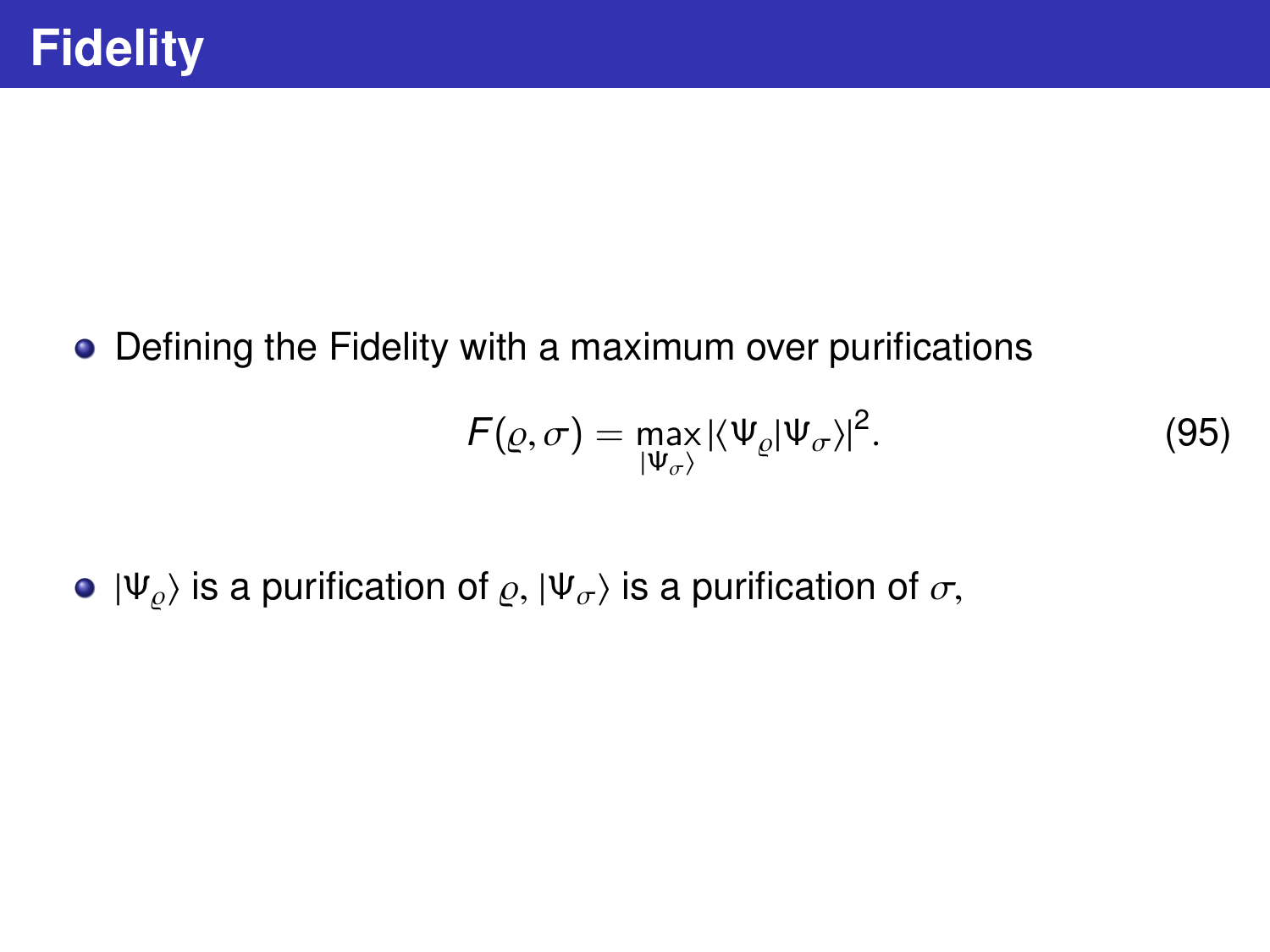# Fidelity

- Defining the Fidelity with a maximum over purifications

$$F(\varrho, \sigma) = \max_{|\Psi_\sigma\rangle} |\langle \Psi_\varrho | \Psi_\sigma \rangle|^2. \tag{95}$$

- $|\Psi_\varrho\rangle$ is a purification of $\varrho$, $|\Psi_\sigma\rangle$ is a purification of $\sigma$,